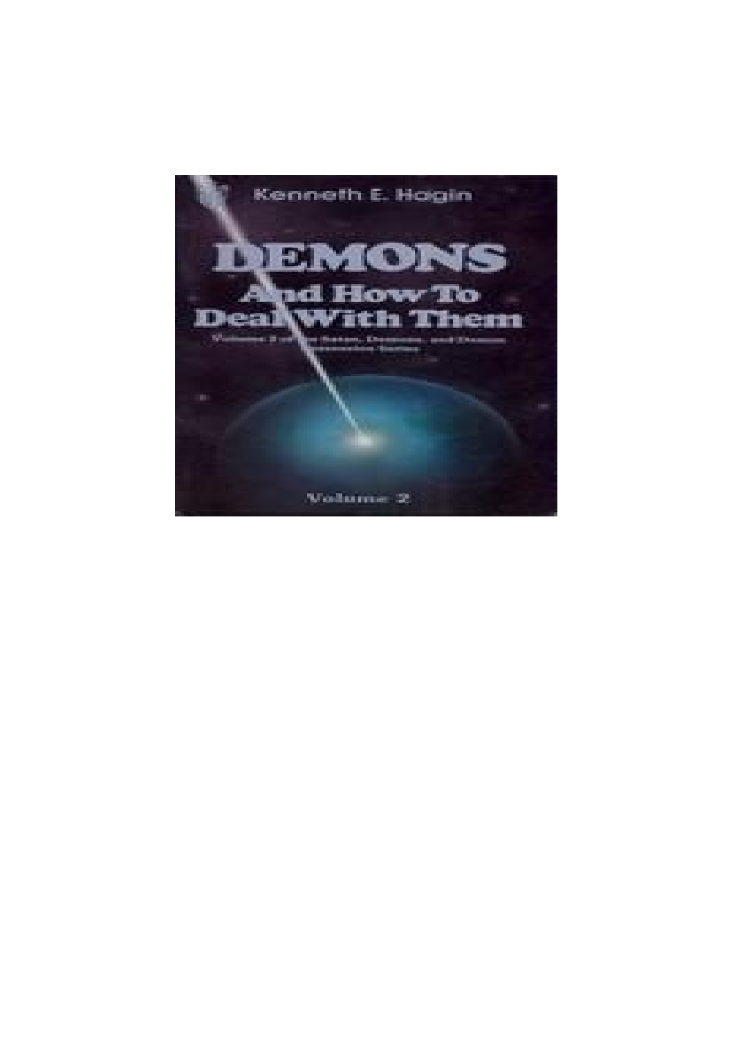Kenneth E. Hagin

# DEMONS

## And How To Deal With Them

Volume 2 of the Satan, Demons, and Demon Possession Series

Volume 2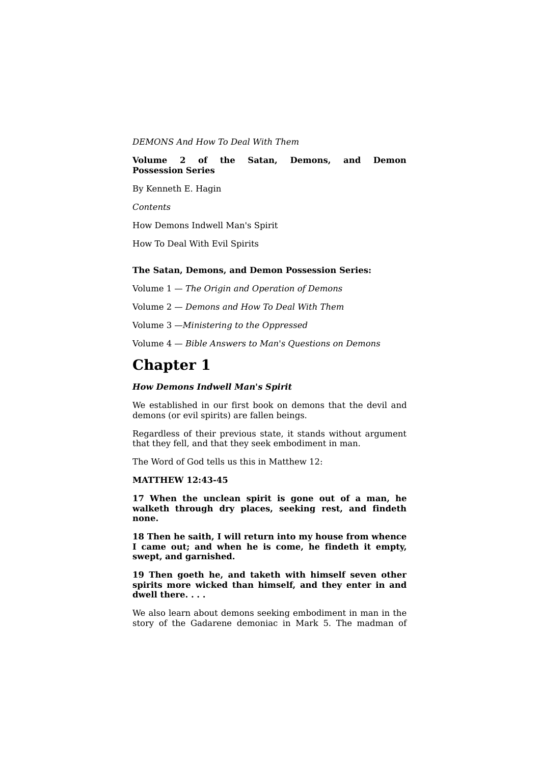*DEMONS And How To Deal With Them*

**Volume 2 of the Satan, Demons, and Demon Possession Series**

By Kenneth E. Hagin

*Contents*

How Demons Indwell Man's Spirit

How To Deal With Evil Spirits

**The Satan, Demons, and Demon Possession Series:**

Volume 1 — *The Origin and Operation of Demons*

Volume 2 — *Demons and How To Deal With Them*

Volume 3 —*Ministering to the Oppressed*

Volume 4 — *Bible Answers to Man's Questions on Demons*

# Chapter 1

***How Demons Indwell Man's Spirit***

We established in our first book on demons that the devil and demons (or evil spirits) are fallen beings.

Regardless of their previous state, it stands without argument that they fell, and that they seek embodiment in man.

The Word of God tells us this in Matthew 12:

**MATTHEW 12:43-45**

**17 When the unclean spirit is gone out of a man, he walketh through dry places, seeking rest, and findeth none.**

**18 Then he saith, I will return into my house from whence I came out; and when he is come, he findeth it empty, swept, and garnished.**

**19 Then goeth he, and taketh with himself seven other spirits more wicked than himself, and they enter in and dwell there. . . .**

We also learn about demons seeking embodiment in man in the story of the Gadarene demoniac in Mark 5. The madman of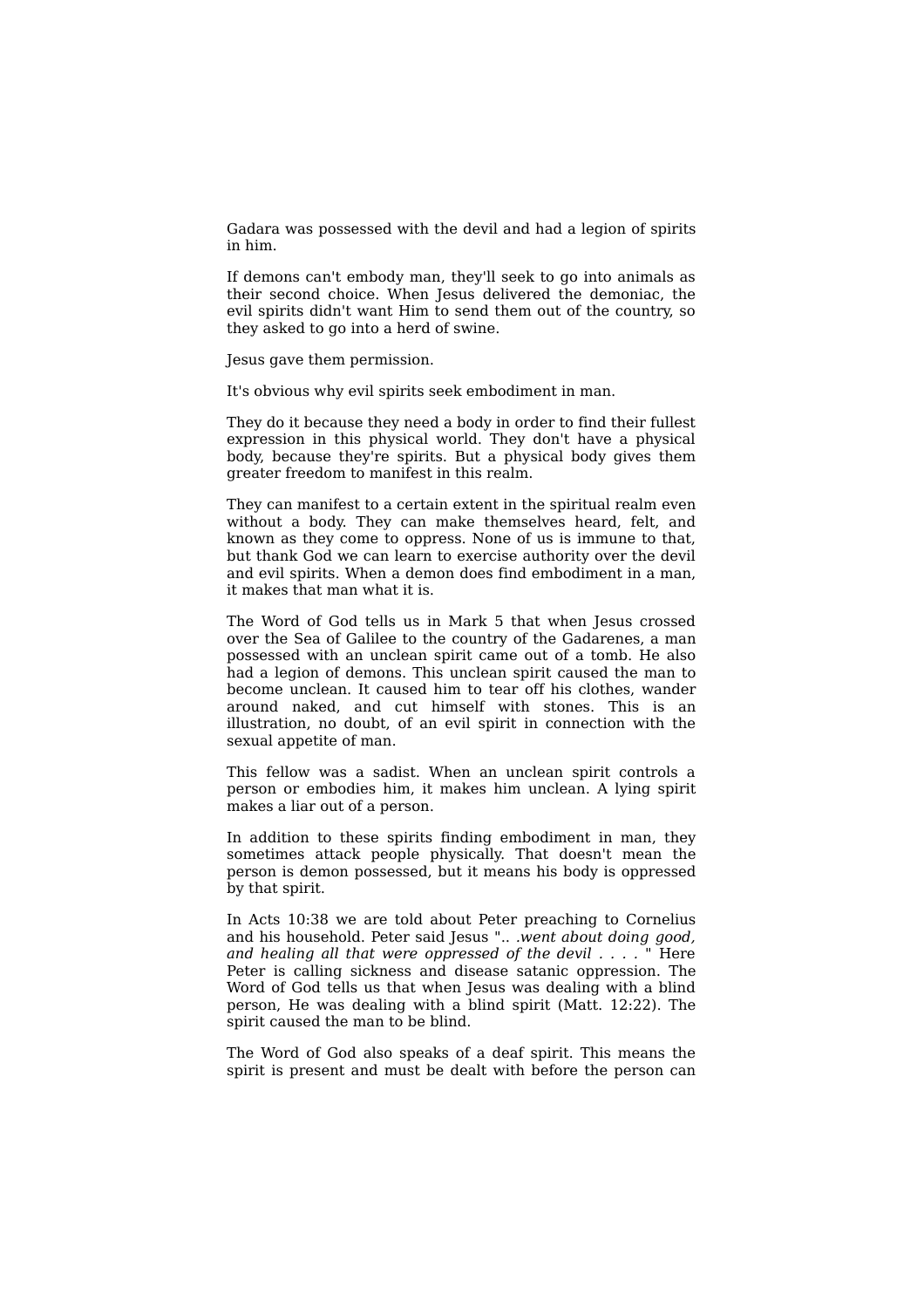Gadara was possessed with the devil and had a legion of spirits in him.

If demons can't embody man, they'll seek to go into animals as their second choice. When Jesus delivered the demoniac, the evil spirits didn't want Him to send them out of the country, so they asked to go into a herd of swine.

Jesus gave them permission.

It's obvious why evil spirits seek embodiment in man.

They do it because they need a body in order to find their fullest expression in this physical world. They don't have a physical body, because they're spirits. But a physical body gives them greater freedom to manifest in this realm.

They can manifest to a certain extent in the spiritual realm even without a body. They can make themselves heard, felt, and known as they come to oppress. None of us is immune to that, but thank God we can learn to exercise authority over the devil and evil spirits. When a demon does find embodiment in a man, it makes that man what it is.

The Word of God tells us in Mark 5 that when Jesus crossed over the Sea of Galilee to the country of the Gadarenes, a man possessed with an unclean spirit came out of a tomb. He also had a legion of demons. This unclean spirit caused the man to become unclean. It caused him to tear off his clothes, wander around naked, and cut himself with stones. This is an illustration, no doubt, of an evil spirit in connection with the sexual appetite of man.

This fellow was a sadist. When an unclean spirit controls a person or embodies him, it makes him unclean. A lying spirit makes a liar out of a person.

In addition to these spirits finding embodiment in man, they sometimes attack people physically. That doesn't mean the person is demon possessed, but it means his body is oppressed by that spirit.

In Acts 10:38 we are told about Peter preaching to Cornelius and his household. Peter said Jesus ".. .*went about doing good, and healing all that were oppressed of the devil . . . .* " Here Peter is calling sickness and disease satanic oppression. The Word of God tells us that when Jesus was dealing with a blind person, He was dealing with a blind spirit (Matt. 12:22). The spirit caused the man to be blind.

The Word of God also speaks of a deaf spirit. This means the spirit is present and must be dealt with before the person can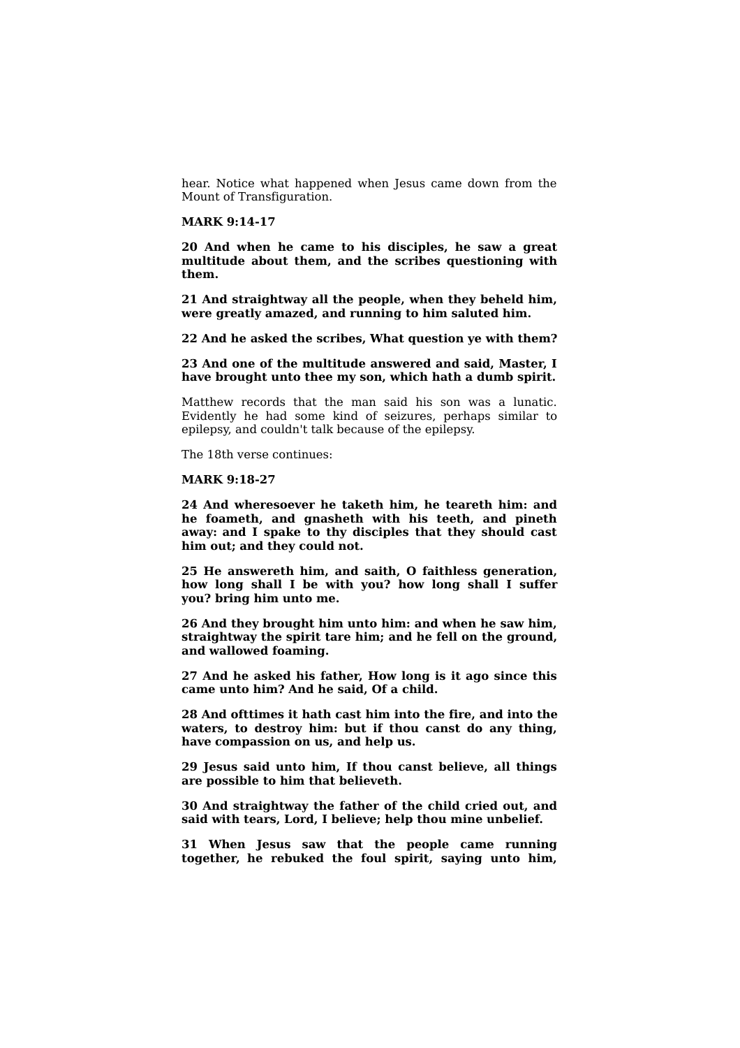hear. Notice what happened when Jesus came down from the Mount of Transfiguration.

**MARK 9:14-17**

**20 And when he came to his disciples, he saw a great multitude about them, and the scribes questioning with them.**

**21 And straightway all the people, when they beheld him, were greatly amazed, and running to him saluted him.**

**22 And he asked the scribes, What question ye with them?**

**23 And one of the multitude answered and said, Master, I have brought unto thee my son, which hath a dumb spirit.**

Matthew records that the man said his son was a lunatic. Evidently he had some kind of seizures, perhaps similar to epilepsy, and couldn't talk because of the epilepsy.

The 18th verse continues:

**MARK 9:18-27**

**24 And wheresoever he taketh him, he teareth him: and he foameth, and gnasheth with his teeth, and pineth away: and I spake to thy disciples that they should cast him out; and they could not.**

**25 He answereth him, and saith, O faithless generation, how long shall I be with you? how long shall I suffer you? bring him unto me.**

**26 And they brought him unto him: and when he saw him, straightway the spirit tare him; and he fell on the ground, and wallowed foaming.**

**27 And he asked his father, How long is it ago since this came unto him? And he said, Of a child.**

**28 And ofttimes it hath cast him into the fire, and into the waters, to destroy him: but if thou canst do any thing, have compassion on us, and help us.**

**29 Jesus said unto him, If thou canst believe, all things are possible to him that believeth.**

**30 And straightway the father of the child cried out, and said with tears, Lord, I believe; help thou mine unbelief.**

**31 When Jesus saw that the people came running together, he rebuked the foul spirit, saying unto him,**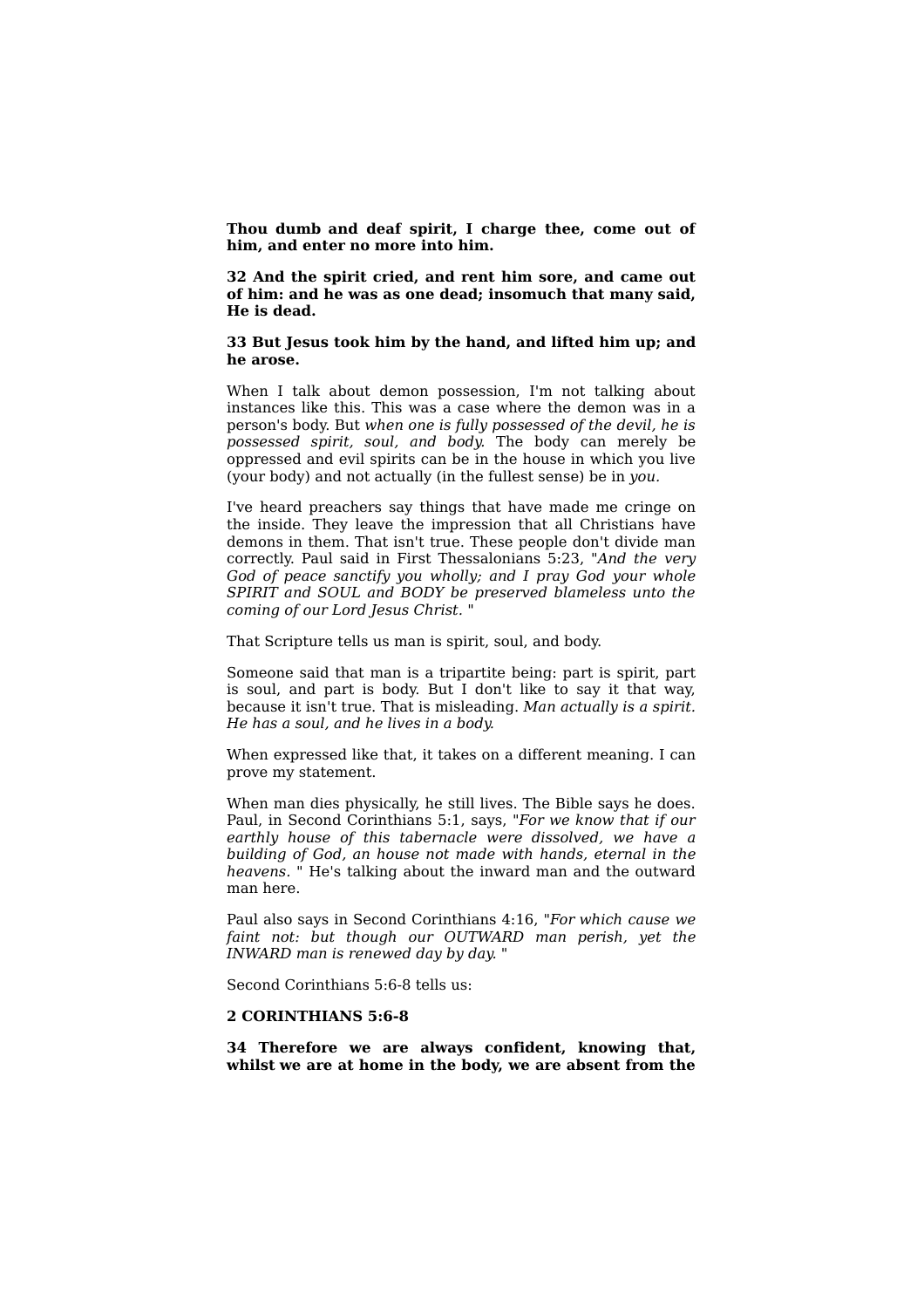**Thou dumb and deaf spirit, I charge thee, come out of him, and enter no more into him.**

**32 And the spirit cried, and rent him sore, and came out of him: and he was as one dead; insomuch that many said, He is dead.**

**33 But Jesus took him by the hand, and lifted him up; and he arose.**

When I talk about demon possession, I'm not talking about instances like this. This was a case where the demon was in a person's body. But *when one is fully possessed of the devil, he is possessed spirit, soul, and body.* The body can merely be oppressed and evil spirits can be in the house in which you live (your body) and not actually (in the fullest sense) be in *you.*

I've heard preachers say things that have made me cringe on the inside. They leave the impression that all Christians have demons in them. That isn't true. These people don't divide man correctly. Paul said in First Thessalonians 5:23, "*And the very God of peace sanctify you wholly; and I pray God your whole SPIRIT and SOUL and BODY be preserved blameless unto the coming of our Lord Jesus Christ.* "

That Scripture tells us man is spirit, soul, and body.

Someone said that man is a tripartite being: part is spirit, part is soul, and part is body. But I don't like to say it that way, because it isn't true. That is misleading. *Man actually is a spirit. He has a soul, and he lives in a body.*

When expressed like that, it takes on a different meaning. I can prove my statement.

When man dies physically, he still lives. The Bible says he does. Paul, in Second Corinthians 5:1, says, "*For we know that if our earthly house of this tabernacle were dissolved, we have a building of God, an house not made with hands, eternal in the heavens.* " He's talking about the inward man and the outward man here.

Paul also says in Second Corinthians 4:16, "*For which cause we faint not: but though our OUTWARD man perish, yet the INWARD man is renewed day by day.* "

Second Corinthians 5:6-8 tells us:

**2 CORINTHIANS 5:6-8**

**34 Therefore we are always confident, knowing that, whilst we are at home in the body, we are absent from the**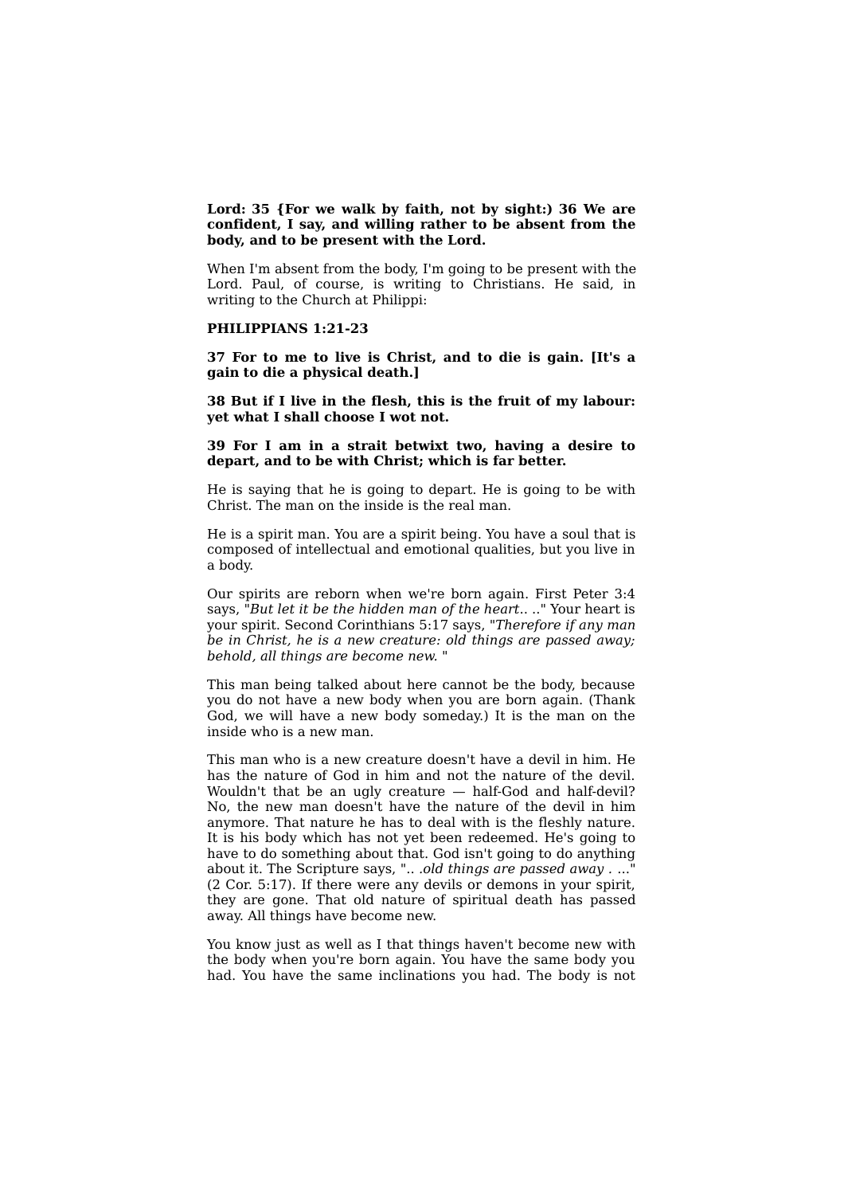**Lord: 35 {For we walk by faith, not by sight:) 36 We are confident, I say, and willing rather to be absent from the body, and to be present with the Lord.**

When I'm absent from the body, I'm going to be present with the Lord. Paul, of course, is writing to Christians. He said, in writing to the Church at Philippi:

**PHILIPPIANS 1:21-23**

**37 For to me to live is Christ, and to die is gain. [It's a gain to die a physical death.]**

**38 But if I live in the flesh, this is the fruit of my labour: yet what I shall choose I wot not.**

**39 For I am in a strait betwixt two, having a desire to depart, and to be with Christ; which is far better.**

He is saying that he is going to depart. He is going to be with Christ. The man on the inside is the real man.

He is a spirit man. You are a spirit being. You have a soul that is composed of intellectual and emotional qualities, but you live in a body.

Our spirits are reborn when we're born again. First Peter 3:4 says, "*But let it be the hidden man of the heart*.. .." Your heart is your spirit. Second Corinthians 5:17 says, "*Therefore if any man be in Christ, he is a new creature: old things are passed away; behold, all things are become new.* "

This man being talked about here cannot be the body, because you do not have a new body when you are born again. (Thank God, we will have a new body someday.) It is the man on the inside who is a new man.

This man who is a new creature doesn't have a devil in him. He has the nature of God in him and not the nature of the devil. Wouldn't that be an ugly creature — half-God and half-devil? No, the new man doesn't have the nature of the devil in him anymore. That nature he has to deal with is the fleshly nature. It is his body which has not yet been redeemed. He's going to have to do something about that. God isn't going to do anything about it. The Scripture says, ".. .*old things are passed away* . ..." (2 Cor. 5:17). If there were any devils or demons in your spirit, they are gone. That old nature of spiritual death has passed away. All things have become new.

You know just as well as I that things haven't become new with the body when you're born again. You have the same body you had. You have the same inclinations you had. The body is not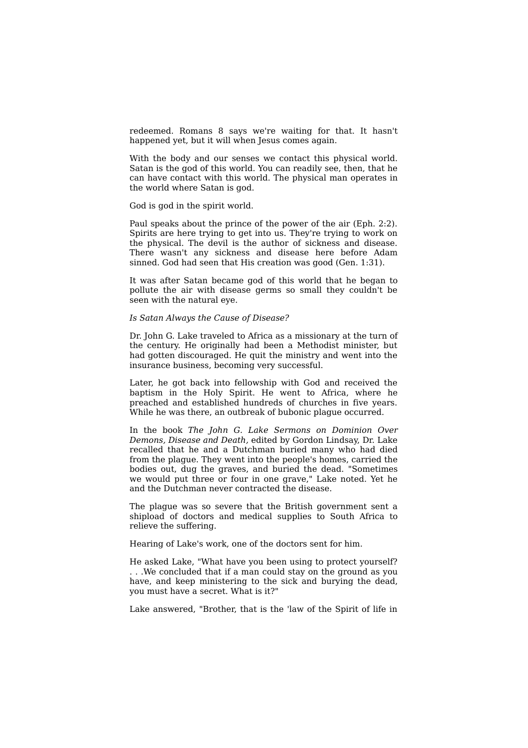redeemed. Romans 8 says we're waiting for that. It hasn't happened yet, but it will when Jesus comes again.

With the body and our senses we contact this physical world. Satan is the god of this world. You can readily see, then, that he can have contact with this world. The physical man operates in the world where Satan is god.

God is god in the spirit world.

Paul speaks about the prince of the power of the air (Eph. 2:2). Spirits are here trying to get into us. They're trying to work on the physical. The devil is the author of sickness and disease. There wasn't any sickness and disease here before Adam sinned. God had seen that His creation was good (Gen. 1:31).

It was after Satan became god of this world that he began to pollute the air with disease germs so small they couldn't be seen with the natural eye.

*Is Satan Always the Cause of Disease?*

Dr. John G. Lake traveled to Africa as a missionary at the turn of the century. He originally had been a Methodist minister, but had gotten discouraged. He quit the ministry and went into the insurance business, becoming very successful.

Later, he got back into fellowship with God and received the baptism in the Holy Spirit. He went to Africa, where he preached and established hundreds of churches in five years. While he was there, an outbreak of bubonic plague occurred.

In the book *The John G. Lake Sermons on Dominion Over Demons, Disease and Death,* edited by Gordon Lindsay, Dr. Lake recalled that he and a Dutchman buried many who had died from the plague. They went into the people's homes, carried the bodies out, dug the graves, and buried the dead. "Sometimes we would put three or four in one grave," Lake noted. Yet he and the Dutchman never contracted the disease.

The plague was so severe that the British government sent a shipload of doctors and medical supplies to South Africa to relieve the suffering.

Hearing of Lake's work, one of the doctors sent for him.

He asked Lake, "What have you been using to protect yourself? . . .We concluded that if a man could stay on the ground as you have, and keep ministering to the sick and burying the dead, you must have a secret. What is it?"

Lake answered, "Brother, that is the 'law of the Spirit of life in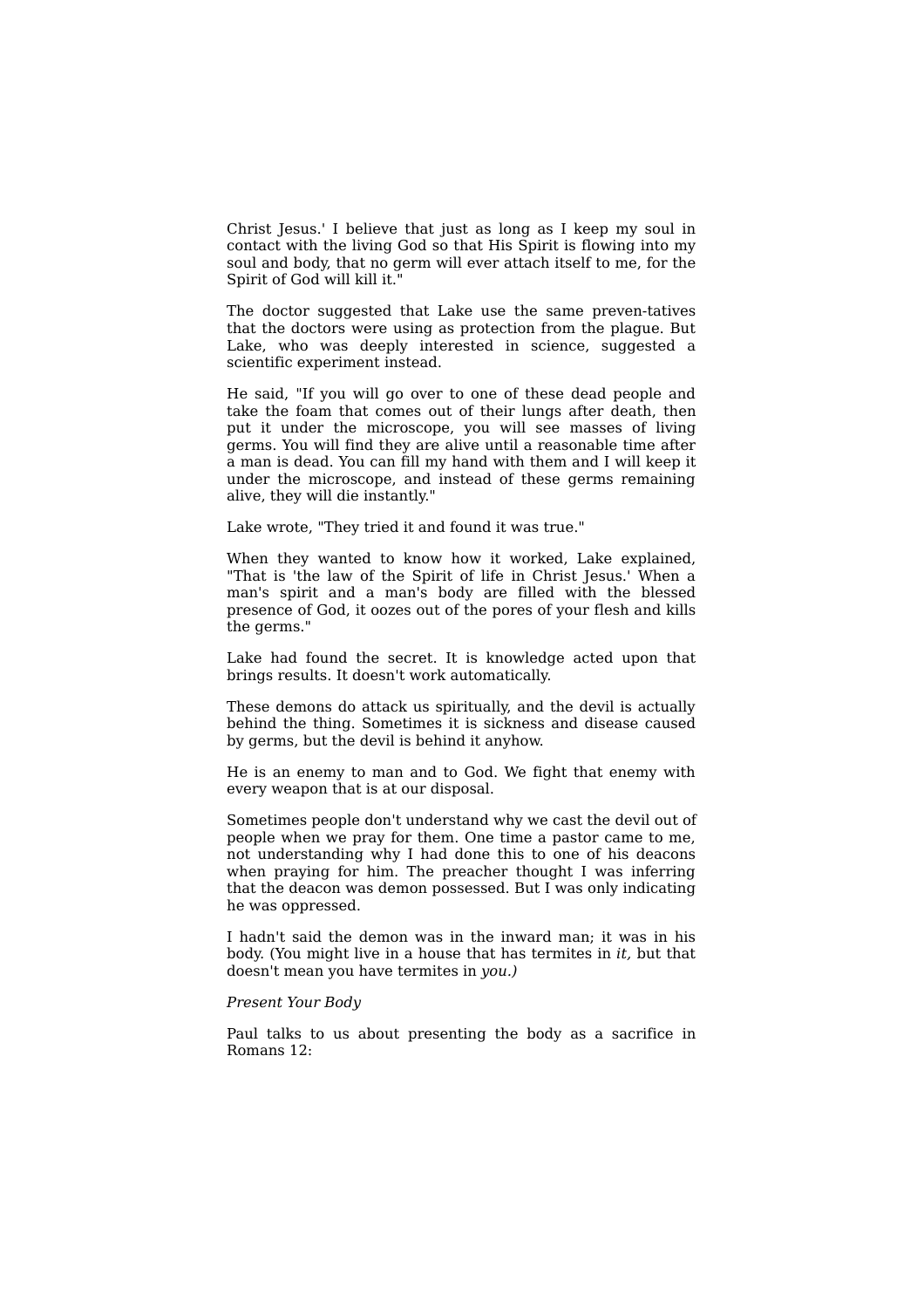Christ Jesus.' I believe that just as long as I keep my soul in contact with the living God so that His Spirit is flowing into my soul and body, that no germ will ever attach itself to me, for the Spirit of God will kill it."

The doctor suggested that Lake use the same preven-tatives that the doctors were using as protection from the plague. But Lake, who was deeply interested in science, suggested a scientific experiment instead.

He said, "If you will go over to one of these dead people and take the foam that comes out of their lungs after death, then put it under the microscope, you will see masses of living germs. You will find they are alive until a reasonable time after a man is dead. You can fill my hand with them and I will keep it under the microscope, and instead of these germs remaining alive, they will die instantly."

Lake wrote, "They tried it and found it was true."

When they wanted to know how it worked, Lake explained, "That is 'the law of the Spirit of life in Christ Jesus.' When a man's spirit and a man's body are filled with the blessed presence of God, it oozes out of the pores of your flesh and kills the germs."

Lake had found the secret. It is knowledge acted upon that brings results. It doesn't work automatically.

These demons do attack us spiritually, and the devil is actually behind the thing. Sometimes it is sickness and disease caused by germs, but the devil is behind it anyhow.

He is an enemy to man and to God. We fight that enemy with every weapon that is at our disposal.

Sometimes people don't understand why we cast the devil out of people when we pray for them. One time a pastor came to me, not understanding why I had done this to one of his deacons when praying for him. The preacher thought I was inferring that the deacon was demon possessed. But I was only indicating he was oppressed.

I hadn't said the demon was in the inward man; it was in his body. (You might live in a house that has termites in *it,* but that doesn't mean you have termites in *you.)*

*Present Your Body*

Paul talks to us about presenting the body as a sacrifice in Romans 12: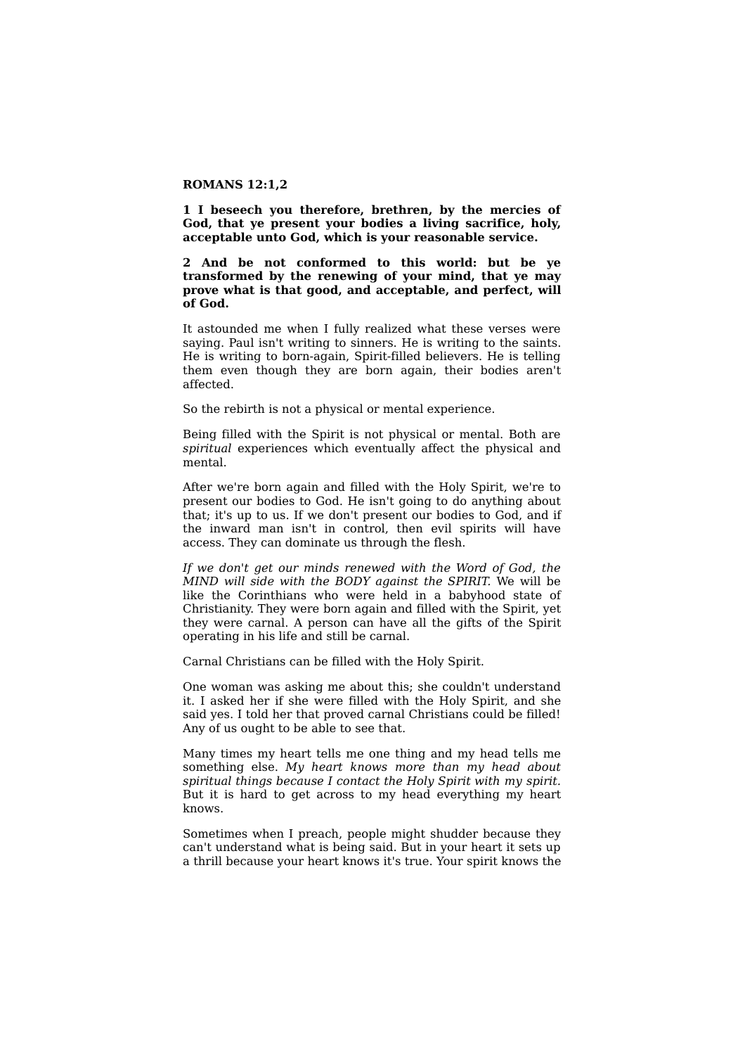**ROMANS 12:1,2**

**1 I beseech you therefore, brethren, by the mercies of God, that ye present your bodies a living sacrifice, holy, acceptable unto God, which is your reasonable service.**

**2 And be not conformed to this world: but be ye transformed by the renewing of your mind, that ye may prove what is that good, and acceptable, and perfect, will of God.**

It astounded me when I fully realized what these verses were saying. Paul isn't writing to sinners. He is writing to the saints. He is writing to born-again, Spirit-filled believers. He is telling them even though they are born again, their bodies aren't affected.

So the rebirth is not a physical or mental experience.

Being filled with the Spirit is not physical or mental. Both are *spiritual* experiences which eventually affect the physical and mental.

After we're born again and filled with the Holy Spirit, we're to present our bodies to God. He isn't going to do anything about that; it's up to us. If we don't present our bodies to God, and if the inward man isn't in control, then evil spirits will have access. They can dominate us through the flesh.

*If we don't get our minds renewed with the Word of God, the MIND will side with the BODY against the SPIRIT.* We will be like the Corinthians who were held in a babyhood state of Christianity. They were born again and filled with the Spirit, yet they were carnal. A person can have all the gifts of the Spirit operating in his life and still be carnal.

Carnal Christians can be filled with the Holy Spirit.

One woman was asking me about this; she couldn't understand it. I asked her if she were filled with the Holy Spirit, and she said yes. I told her that proved carnal Christians could be filled! Any of us ought to be able to see that.

Many times my heart tells me one thing and my head tells me something else. *My heart knows more than my head about spiritual things because I contact the Holy Spirit with my spirit.* But it is hard to get across to my head everything my heart knows.

Sometimes when I preach, people might shudder because they can't understand what is being said. But in your heart it sets up a thrill because your heart knows it's true. Your spirit knows the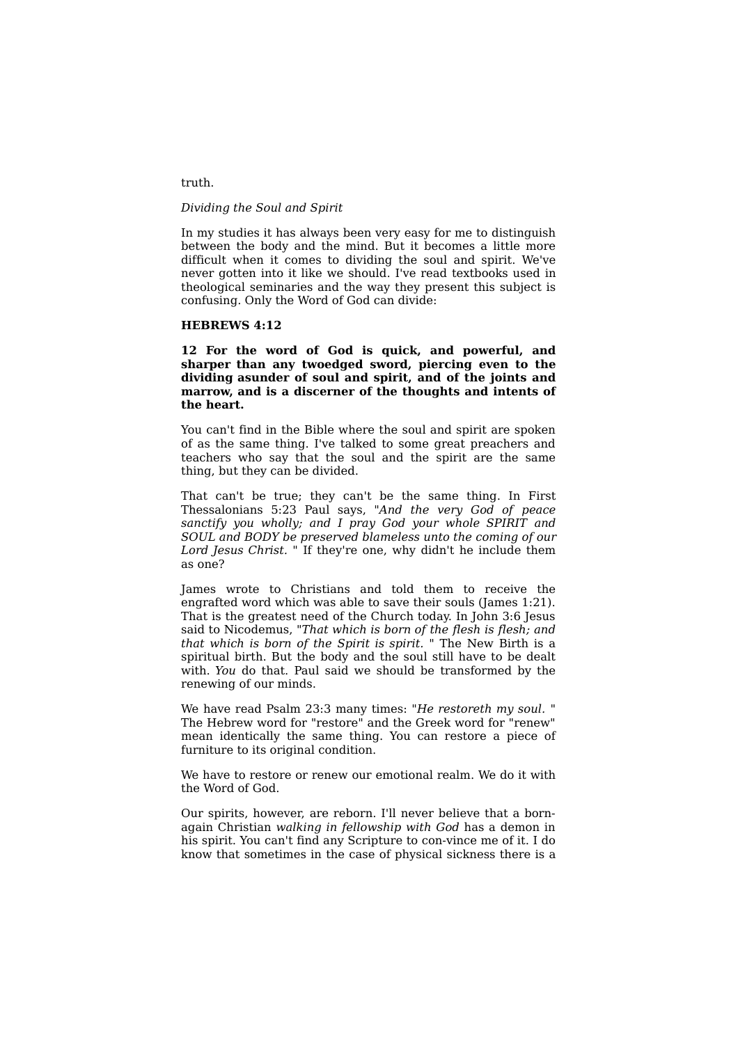truth.

*Dividing the Soul and Spirit*

In my studies it has always been very easy for me to distinguish between the body and the mind. But it becomes a little more difficult when it comes to dividing the soul and spirit. We've never gotten into it like we should. I've read textbooks used in theological seminaries and the way they present this subject is confusing. Only the Word of God can divide:

**HEBREWS 4:12**

**12 For the word of God is quick, and powerful, and sharper than any twoedged sword, piercing even to the dividing asunder of soul and spirit, and of the joints and marrow, and is a discerner of the thoughts and intents of the heart.**

You can't find in the Bible where the soul and spirit are spoken of as the same thing. I've talked to some great preachers and teachers who say that the soul and the spirit are the same thing, but they can be divided.

That can't be true; they can't be the same thing. In First Thessalonians 5:23 Paul says, "*And the very God of peace sanctify you wholly; and I pray God your whole SPIRIT and SOUL and BODY be preserved blameless unto the coming of our Lord Jesus Christ.* " If they're one, why didn't he include them as one?

James wrote to Christians and told them to receive the engrafted word which was able to save their souls (James 1:21). That is the greatest need of the Church today. In John 3:6 Jesus said to Nicodemus, "*That which is born of the flesh is flesh; and that which is born of the Spirit is spirit.* " The New Birth is a spiritual birth. But the body and the soul still have to be dealt with. *You* do that. Paul said we should be transformed by the renewing of our minds.

We have read Psalm 23:3 many times: "*He restoreth my soul*. " The Hebrew word for "restore" and the Greek word for "renew" mean identically the same thing. You can restore a piece of furniture to its original condition.

We have to restore or renew our emotional realm. We do it with the Word of God.

Our spirits, however, are reborn. I'll never believe that a born-again Christian *walking in fellowship with God* has a demon in his spirit. You can't find any Scripture to con-vince me of it. I do know that sometimes in the case of physical sickness there is a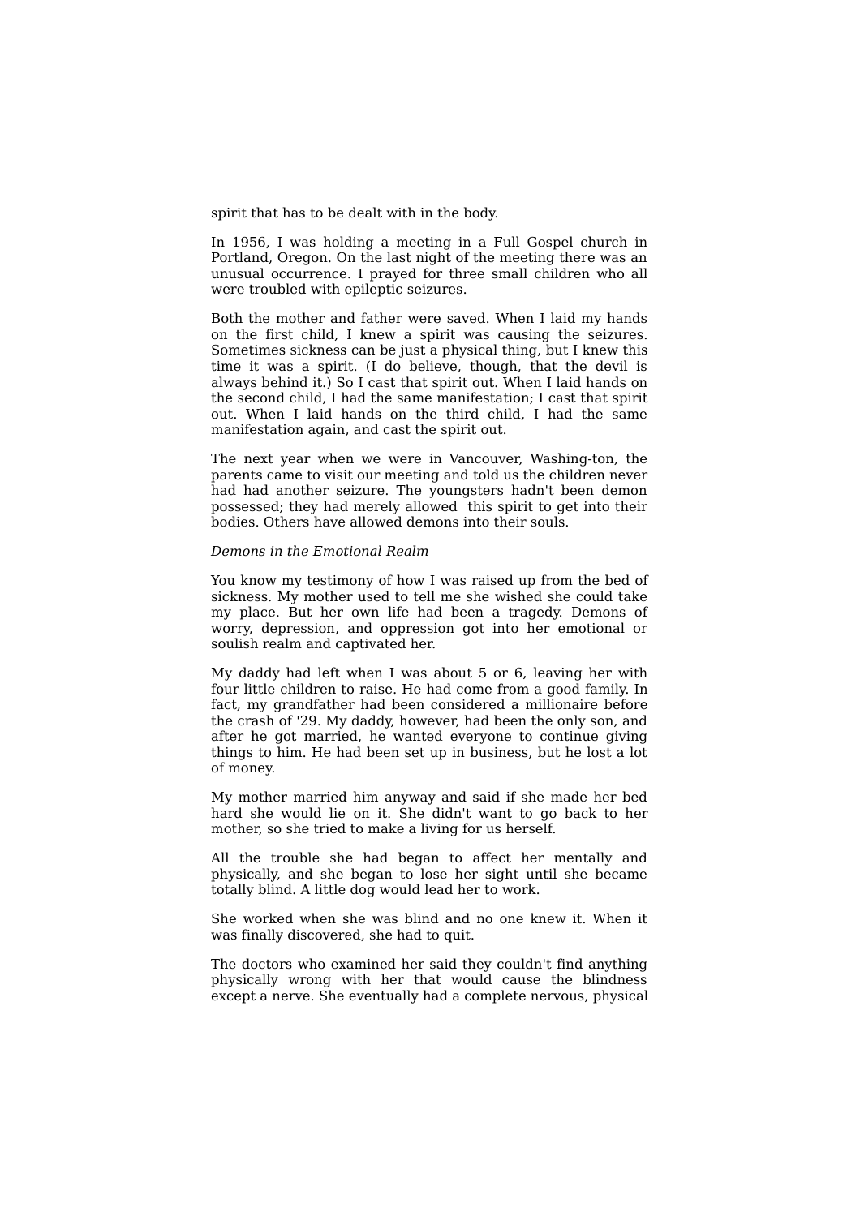spirit that has to be dealt with in the body.

In 1956, I was holding a meeting in a Full Gospel church in Portland, Oregon. On the last night of the meeting there was an unusual occurrence. I prayed for three small children who all were troubled with epileptic seizures.

Both the mother and father were saved. When I laid my hands on the first child, I knew a spirit was causing the seizures. Sometimes sickness can be just a physical thing, but I knew this time it was a spirit. (I do believe, though, that the devil is always behind it.) So I cast that spirit out. When I laid hands on the second child, I had the same manifestation; I cast that spirit out. When I laid hands on the third child, I had the same manifestation again, and cast the spirit out.

The next year when we were in Vancouver, Washing-ton, the parents came to visit our meeting and told us the children never had had another seizure. The youngsters hadn't been demon possessed; they had merely allowed this spirit to get into their bodies. Others have allowed demons into their souls.

*Demons in the Emotional Realm*

You know my testimony of how I was raised up from the bed of sickness. My mother used to tell me she wished she could take my place. But her own life had been a tragedy. Demons of worry, depression, and oppression got into her emotional or soulish realm and captivated her.

My daddy had left when I was about 5 or 6, leaving her with four little children to raise. He had come from a good family. In fact, my grandfather had been considered a millionaire before the crash of '29. My daddy, however, had been the only son, and after he got married, he wanted everyone to continue giving things to him. He had been set up in business, but he lost a lot of money.

My mother married him anyway and said if she made her bed hard she would lie on it. She didn't want to go back to her mother, so she tried to make a living for us herself.

All the trouble she had began to affect her mentally and physically, and she began to lose her sight until she became totally blind. A little dog would lead her to work.

She worked when she was blind and no one knew it. When it was finally discovered, she had to quit.

The doctors who examined her said they couldn't find anything physically wrong with her that would cause the blindness except a nerve. She eventually had a complete nervous, physical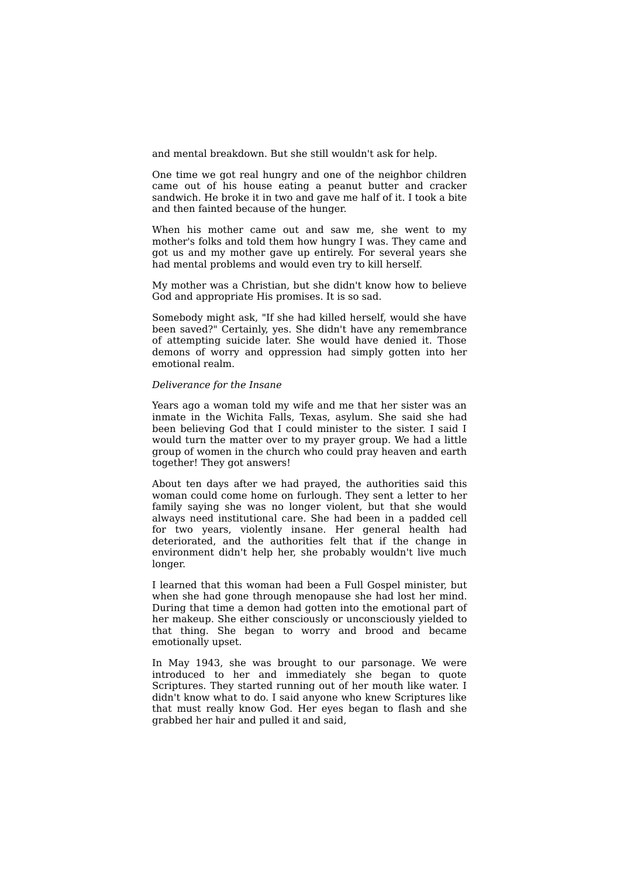and mental breakdown. But she still wouldn't ask for help.

One time we got real hungry and one of the neighbor children came out of his house eating a peanut butter and cracker sandwich. He broke it in two and gave me half of it. I took a bite and then fainted because of the hunger.

When his mother came out and saw me, she went to my mother's folks and told them how hungry I was. They came and got us and my mother gave up entirely. For several years she had mental problems and would even try to kill herself.

My mother was a Christian, but she didn't know how to believe God and appropriate His promises. It is so sad.

Somebody might ask, "If she had killed herself, would she have been saved?" Certainly, yes. She didn't have any remembrance of attempting suicide later. She would have denied it. Those demons of worry and oppression had simply gotten into her emotional realm.

*Deliverance for the Insane*

Years ago a woman told my wife and me that her sister was an inmate in the Wichita Falls, Texas, asylum. She said she had been believing God that I could minister to the sister. I said I would turn the matter over to my prayer group. We had a little group of women in the church who could pray heaven and earth together! They got answers!

About ten days after we had prayed, the authorities said this woman could come home on furlough. They sent a letter to her family saying she was no longer violent, but that she would always need institutional care. She had been in a padded cell for two years, violently insane. Her general health had deteriorated, and the authorities felt that if the change in environment didn't help her, she probably wouldn't live much longer.

I learned that this woman had been a Full Gospel minister, but when she had gone through menopause she had lost her mind. During that time a demon had gotten into the emotional part of her makeup. She either consciously or unconsciously yielded to that thing. She began to worry and brood and became emotionally upset.

In May 1943, she was brought to our parsonage. We were introduced to her and immediately she began to quote Scriptures. They started running out of her mouth like water. I didn't know what to do. I said anyone who knew Scriptures like that must really know God. Her eyes began to flash and she grabbed her hair and pulled it and said,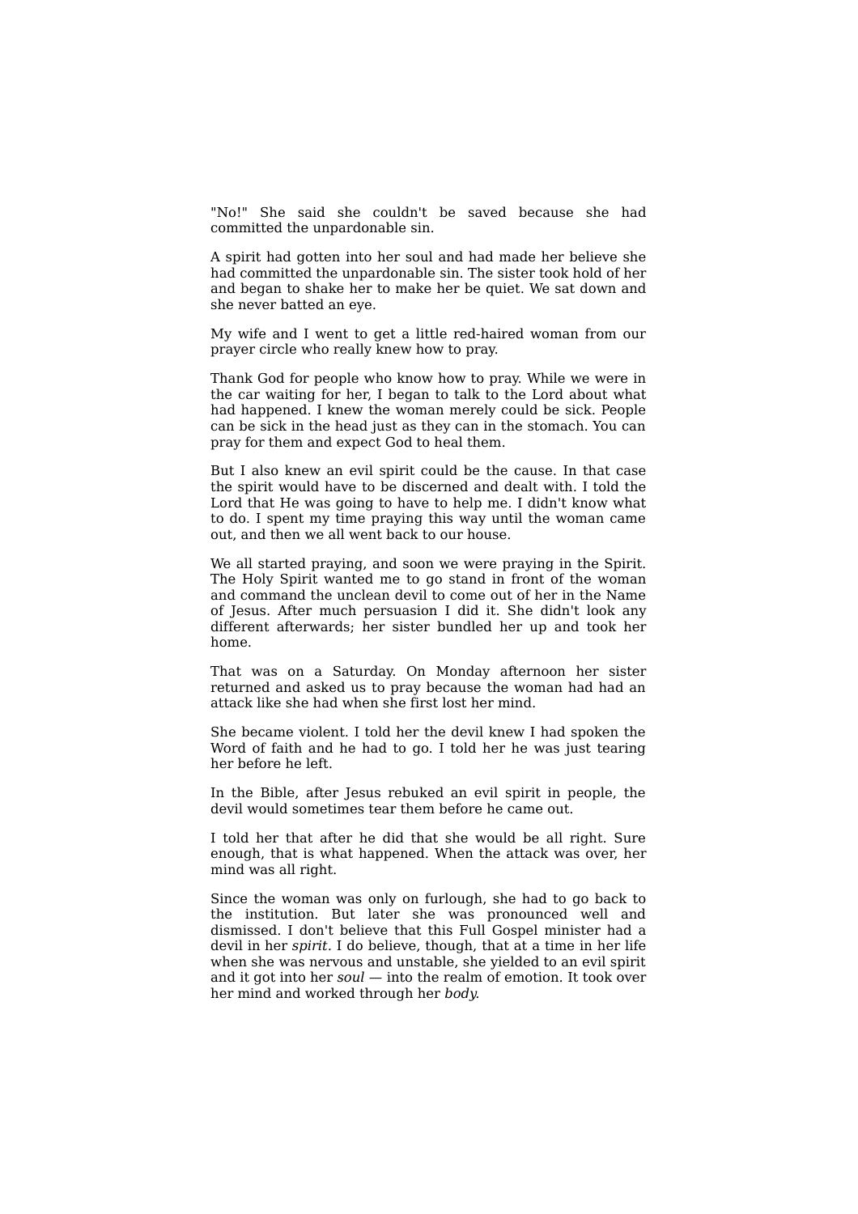"No!" She said she couldn't be saved because she had committed the unpardonable sin.

A spirit had gotten into her soul and had made her believe she had committed the unpardonable sin. The sister took hold of her and began to shake her to make her be quiet. We sat down and she never batted an eye.

My wife and I went to get a little red-haired woman from our prayer circle who really knew how to pray.

Thank God for people who know how to pray. While we were in the car waiting for her, I began to talk to the Lord about what had happened. I knew the woman merely could be sick. People can be sick in the head just as they can in the stomach. You can pray for them and expect God to heal them.

But I also knew an evil spirit could be the cause. In that case the spirit would have to be discerned and dealt with. I told the Lord that He was going to have to help me. I didn't know what to do. I spent my time praying this way until the woman came out, and then we all went back to our house.

We all started praying, and soon we were praying in the Spirit. The Holy Spirit wanted me to go stand in front of the woman and command the unclean devil to come out of her in the Name of Jesus. After much persuasion I did it. She didn't look any different afterwards; her sister bundled her up and took her home.

That was on a Saturday. On Monday afternoon her sister returned and asked us to pray because the woman had had an attack like she had when she first lost her mind.

She became violent. I told her the devil knew I had spoken the Word of faith and he had to go. I told her he was just tearing her before he left.

In the Bible, after Jesus rebuked an evil spirit in people, the devil would sometimes tear them before he came out.

I told her that after he did that she would be all right. Sure enough, that is what happened. When the attack was over, her mind was all right.

Since the woman was only on furlough, she had to go back to the institution. But later she was pronounced well and dismissed. I don't believe that this Full Gospel minister had a devil in her *spirit.* I do believe, though, that at a time in her life when she was nervous and unstable, she yielded to an evil spirit and it got into her *soul* — into the realm of emotion. It took over her mind and worked through her *body.*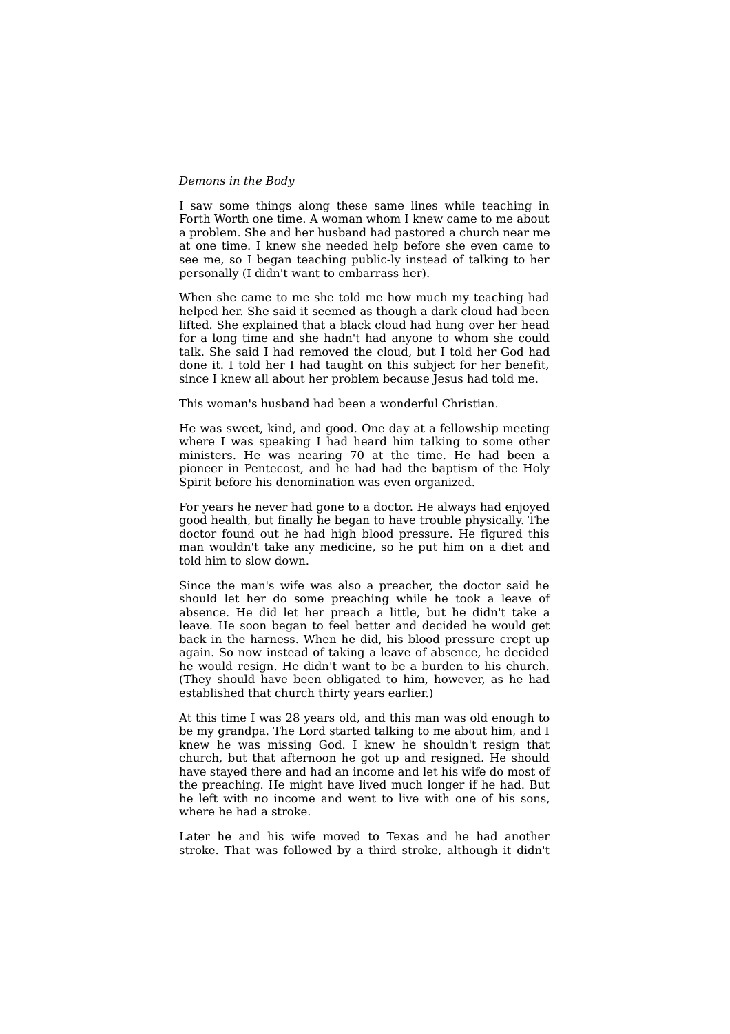I saw some things along these same lines while teaching in Forth Worth one time. A woman whom I knew came to me about a problem. She and her husband had pastored a church near me at one time. I knew she needed help before she even came to see me, so I began teaching public-ly instead of talking to her personally (I didn't want to embarrass her).

When she came to me she told me how much my teaching had helped her. She said it seemed as though a dark cloud had been lifted. She explained that a black cloud had hung over her head for a long time and she hadn't had anyone to whom she could talk. She said I had removed the cloud, but I told her God had done it. I told her I had taught on this subject for her benefit, since I knew all about her problem because Jesus had told me.

This woman's husband had been a wonderful Christian.

He was sweet, kind, and good. One day at a fellowship meeting where I was speaking I had heard him talking to some other ministers. He was nearing 70 at the time. He had been a pioneer in Pentecost, and he had had the baptism of the Holy Spirit before his denomination was even organized.

For years he never had gone to a doctor. He always had enjoyed good health, but finally he began to have trouble physically. The doctor found out he had high blood pressure. He figured this man wouldn't take any medicine, so he put him on a diet and told him to slow down.

Since the man's wife was also a preacher, the doctor said he should let her do some preaching while he took a leave of absence. He did let her preach a little, but he didn't take a leave. He soon began to feel better and decided he would get back in the harness. When he did, his blood pressure crept up again. So now instead of taking a leave of absence, he decided he would resign. He didn't want to be a burden to his church. (They should have been obligated to him, however, as he had established that church thirty years earlier.)

At this time I was 28 years old, and this man was old enough to be my grandpa. The Lord started talking to me about him, and I knew he was missing God. I knew he shouldn't resign that church, but that afternoon he got up and resigned. He should have stayed there and had an income and let his wife do most of the preaching. He might have lived much longer if he had. But he left with no income and went to live with one of his sons, where he had a stroke.

Later he and his wife moved to Texas and he had another stroke. That was followed by a third stroke, although it didn't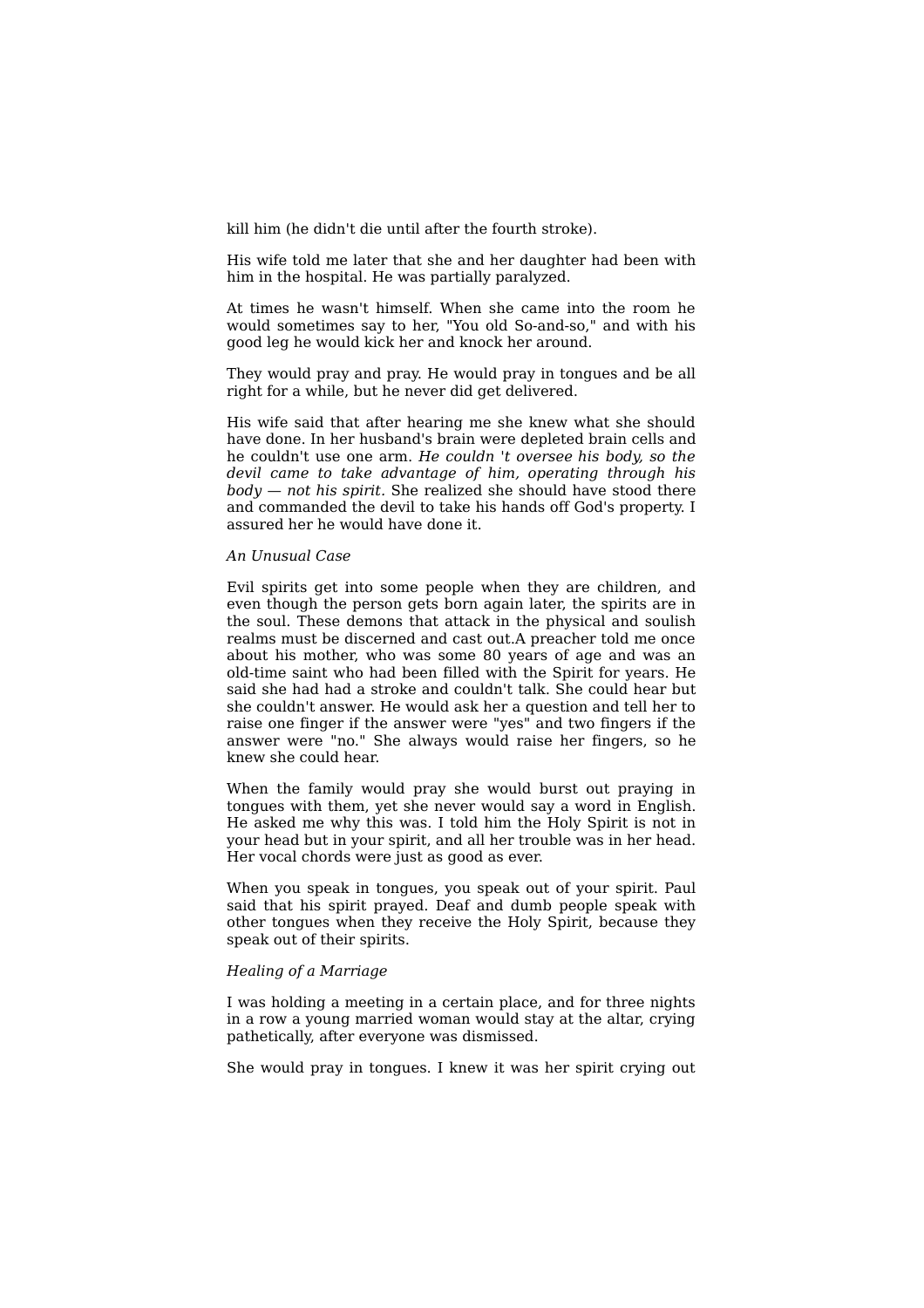kill him (he didn't die until after the fourth stroke).

His wife told me later that she and her daughter had been with him in the hospital. He was partially paralyzed.

At times he wasn't himself. When she came into the room he would sometimes say to her, "You old So-and-so," and with his good leg he would kick her and knock her around.

They would pray and pray. He would pray in tongues and be all right for a while, but he never did get delivered.

His wife said that after hearing me she knew what she should have done. In her husband's brain were depleted brain cells and he couldn't use one arm. *He couldn 't oversee his body, so the devil came to take advantage of him, operating through his body — not his spirit.* She realized she should have stood there and commanded the devil to take his hands off God's property. I assured her he would have done it.

*An Unusual Case*

Evil spirits get into some people when they are children, and even though the person gets born again later, the spirits are in the soul. These demons that attack in the physical and soulish realms must be discerned and cast out.A preacher told me once about his mother, who was some 80 years of age and was an old-time saint who had been filled with the Spirit for years. He said she had had a stroke and couldn't talk. She could hear but she couldn't answer. He would ask her a question and tell her to raise one finger if the answer were "yes" and two fingers if the answer were "no." She always would raise her fingers, so he knew she could hear.

When the family would pray she would burst out praying in tongues with them, yet she never would say a word in English. He asked me why this was. I told him the Holy Spirit is not in your head but in your spirit, and all her trouble was in her head. Her vocal chords were just as good as ever.

When you speak in tongues, you speak out of your spirit. Paul said that his spirit prayed. Deaf and dumb people speak with other tongues when they receive the Holy Spirit, because they speak out of their spirits.

*Healing of a Marriage*

I was holding a meeting in a certain place, and for three nights in a row a young married woman would stay at the altar, crying pathetically, after everyone was dismissed.

She would pray in tongues. I knew it was her spirit crying out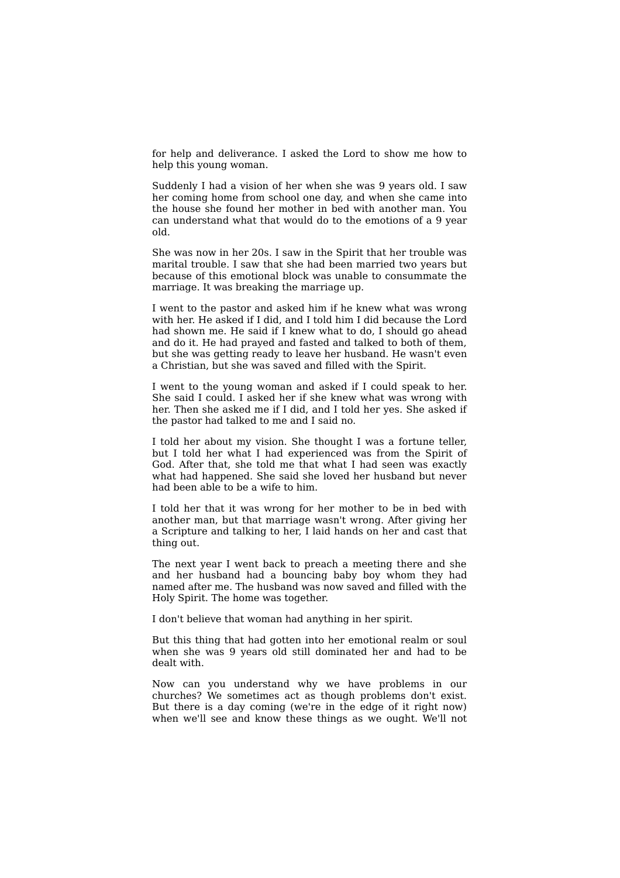for help and deliverance. I asked the Lord to show me how to help this young woman.

Suddenly I had a vision of her when she was 9 years old. I saw her coming home from school one day, and when she came into the house she found her mother in bed with another man. You can understand what that would do to the emotions of a 9 year old.

She was now in her 20s. I saw in the Spirit that her trouble was marital trouble. I saw that she had been married two years but because of this emotional block was unable to consummate the marriage. It was breaking the marriage up.

I went to the pastor and asked him if he knew what was wrong with her. He asked if I did, and I told him I did because the Lord had shown me. He said if I knew what to do, I should go ahead and do it. He had prayed and fasted and talked to both of them, but she was getting ready to leave her husband. He wasn't even a Christian, but she was saved and filled with the Spirit.

I went to the young woman and asked if I could speak to her. She said I could. I asked her if she knew what was wrong with her. Then she asked me if I did, and I told her yes. She asked if the pastor had talked to me and I said no.

I told her about my vision. She thought I was a fortune teller, but I told her what I had experienced was from the Spirit of God. After that, she told me that what I had seen was exactly what had happened. She said she loved her husband but never had been able to be a wife to him.

I told her that it was wrong for her mother to be in bed with another man, but that marriage wasn't wrong. After giving her a Scripture and talking to her, I laid hands on her and cast that thing out.

The next year I went back to preach a meeting there and she and her husband had a bouncing baby boy whom they had named after me. The husband was now saved and filled with the Holy Spirit. The home was together.

I don't believe that woman had anything in her spirit.

But this thing that had gotten into her emotional realm or soul when she was 9 years old still dominated her and had to be dealt with.

Now can you understand why we have problems in our churches? We sometimes act as though problems don't exist. But there is a day coming (we're in the edge of it right now) when we'll see and know these things as we ought. We'll not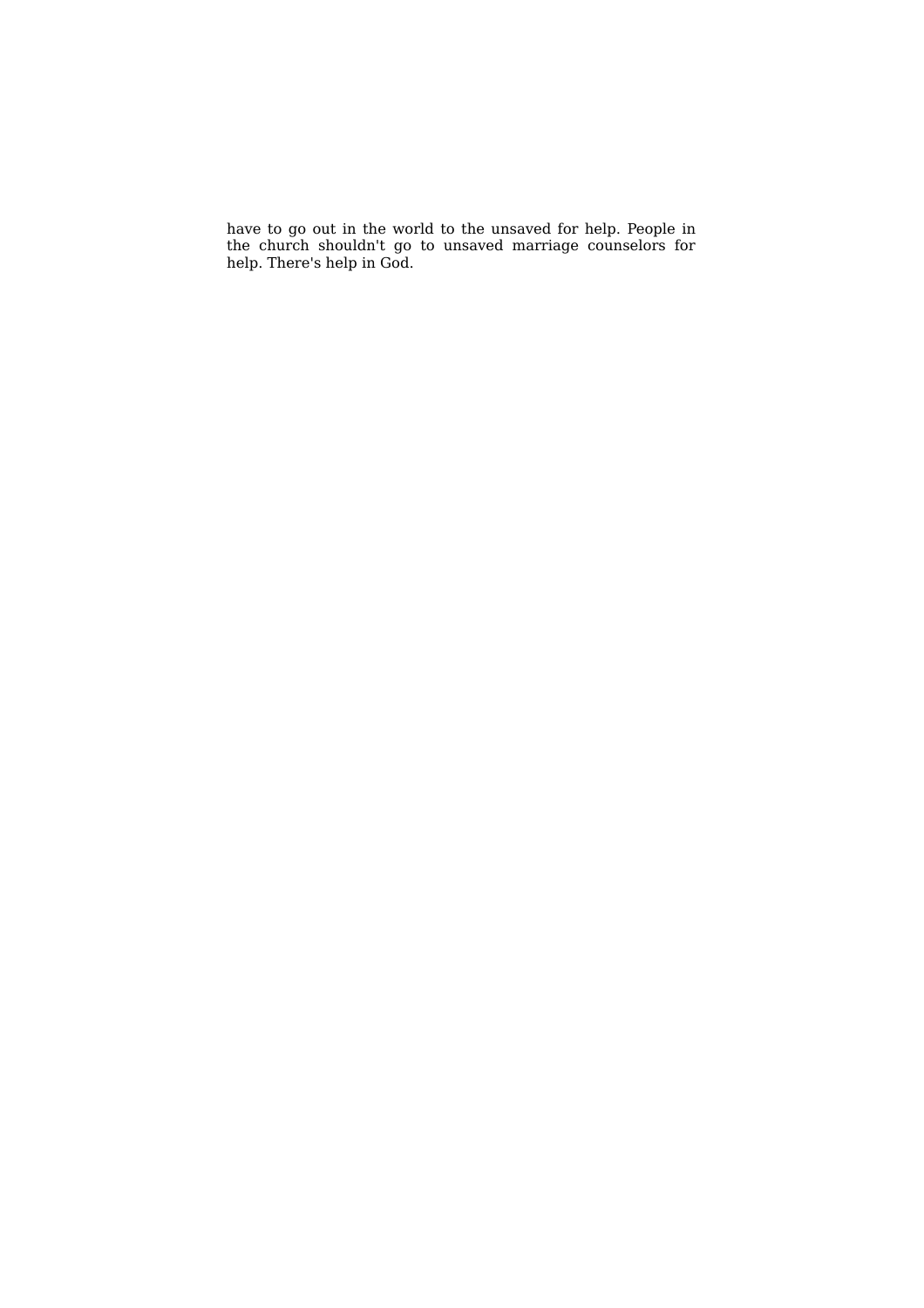have to go out in the world to the unsaved for help. People in the church shouldn't go to unsaved marriage counselors for help. There's help in God.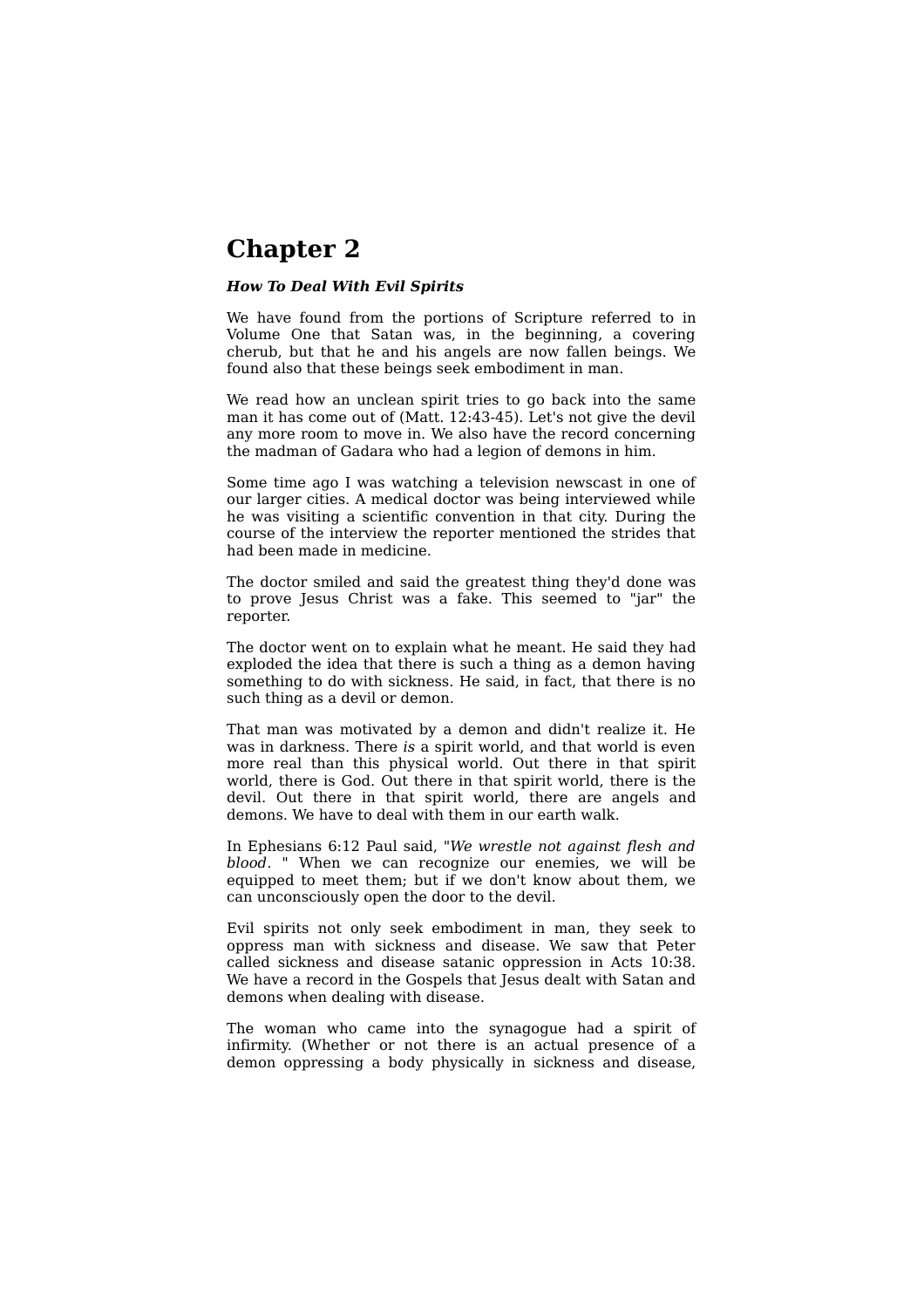# Chapter 2

***How To Deal With Evil Spirits***

We have found from the portions of Scripture referred to in Volume One that Satan was, in the beginning, a covering cherub, but that he and his angels are now fallen beings. We found also that these beings seek embodiment in man.

We read how an unclean spirit tries to go back into the same man it has come out of (Matt. 12:43-45). Let's not give the devil any more room to move in. We also have the record concerning the madman of Gadara who had a legion of demons in him.

Some time ago I was watching a television newscast in one of our larger cities. A medical doctor was being interviewed while he was visiting a scientific convention in that city. During the course of the interview the reporter mentioned the strides that had been made in medicine.

The doctor smiled and said the greatest thing they'd done was to prove Jesus Christ was a fake. This seemed to "jar" the reporter.

The doctor went on to explain what he meant. He said they had exploded the idea that there is such a thing as a demon having something to do with sickness. He said, in fact, that there is no such thing as a devil or demon.

That man was motivated by a demon and didn't realize it. He was in darkness. There *is* a spirit world, and that world is even more real than this physical world. Out there in that spirit world, there is God. Out there in that spirit world, there is the devil. Out there in that spirit world, there are angels and demons. We have to deal with them in our earth walk.

In Ephesians 6:12 Paul said, "*We wrestle not against flesh and blood*. " When we can recognize our enemies, we will be equipped to meet them; but if we don't know about them, we can unconsciously open the door to the devil.

Evil spirits not only seek embodiment in man, they seek to oppress man with sickness and disease. We saw that Peter called sickness and disease satanic oppression in Acts 10:38. We have a record in the Gospels that Jesus dealt with Satan and demons when dealing with disease.

The woman who came into the synagogue had a spirit of infirmity. (Whether or not there is an actual presence of a demon oppressing a body physically in sickness and disease,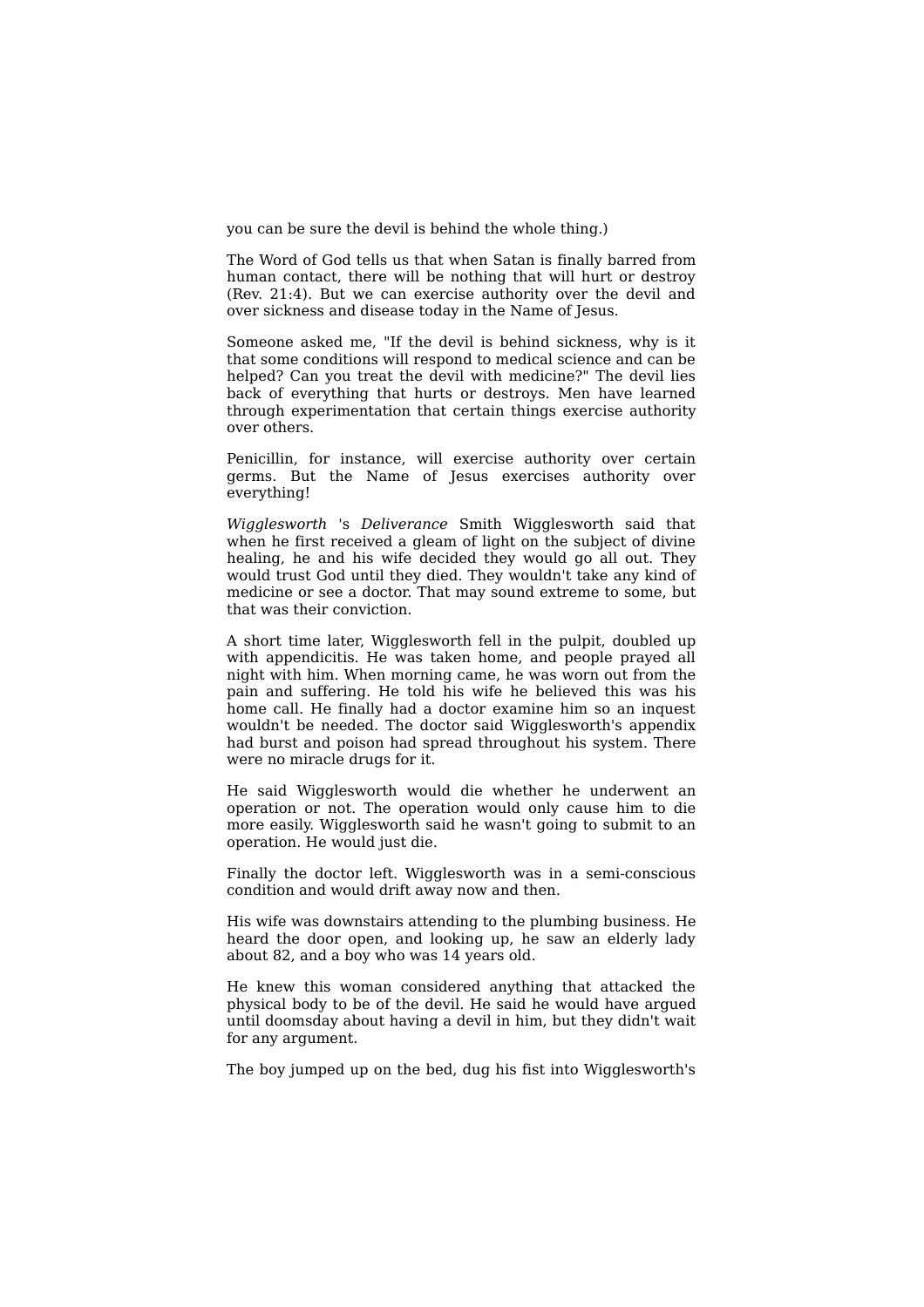you can be sure the devil is behind the whole thing.)

The Word of God tells us that when Satan is finally barred from human contact, there will be nothing that will hurt or destroy (Rev. 21:4). But we can exercise authority over the devil and over sickness and disease today in the Name of Jesus.

Someone asked me, "If the devil is behind sickness, why is it that some conditions will respond to medical science and can be helped? Can you treat the devil with medicine?" The devil lies back of everything that hurts or destroys. Men have learned through experimentation that certain things exercise authority over others.

Penicillin, for instance, will exercise authority over certain germs. But the Name of Jesus exercises authority over everything!

*Wigglesworth* 's *Deliverance* Smith Wigglesworth said that when he first received a gleam of light on the subject of divine healing, he and his wife decided they would go all out. They would trust God until they died. They wouldn't take any kind of medicine or see a doctor. That may sound extreme to some, but that was their conviction.

A short time later, Wigglesworth fell in the pulpit, doubled up with appendicitis. He was taken home, and people prayed all night with him. When morning came, he was worn out from the pain and suffering. He told his wife he believed this was his home call. He finally had a doctor examine him so an inquest wouldn't be needed. The doctor said Wigglesworth's appendix had burst and poison had spread throughout his system. There were no miracle drugs for it.

He said Wigglesworth would die whether he underwent an operation or not. The operation would only cause him to die more easily. Wigglesworth said he wasn't going to submit to an operation. He would just die.

Finally the doctor left. Wigglesworth was in a semi-conscious condition and would drift away now and then.

His wife was downstairs attending to the plumbing business. He heard the door open, and looking up, he saw an elderly lady about 82, and a boy who was 14 years old.

He knew this woman considered anything that attacked the physical body to be of the devil. He said he would have argued until doomsday about having a devil in him, but they didn't wait for any argument.

The boy jumped up on the bed, dug his fist into Wigglesworth's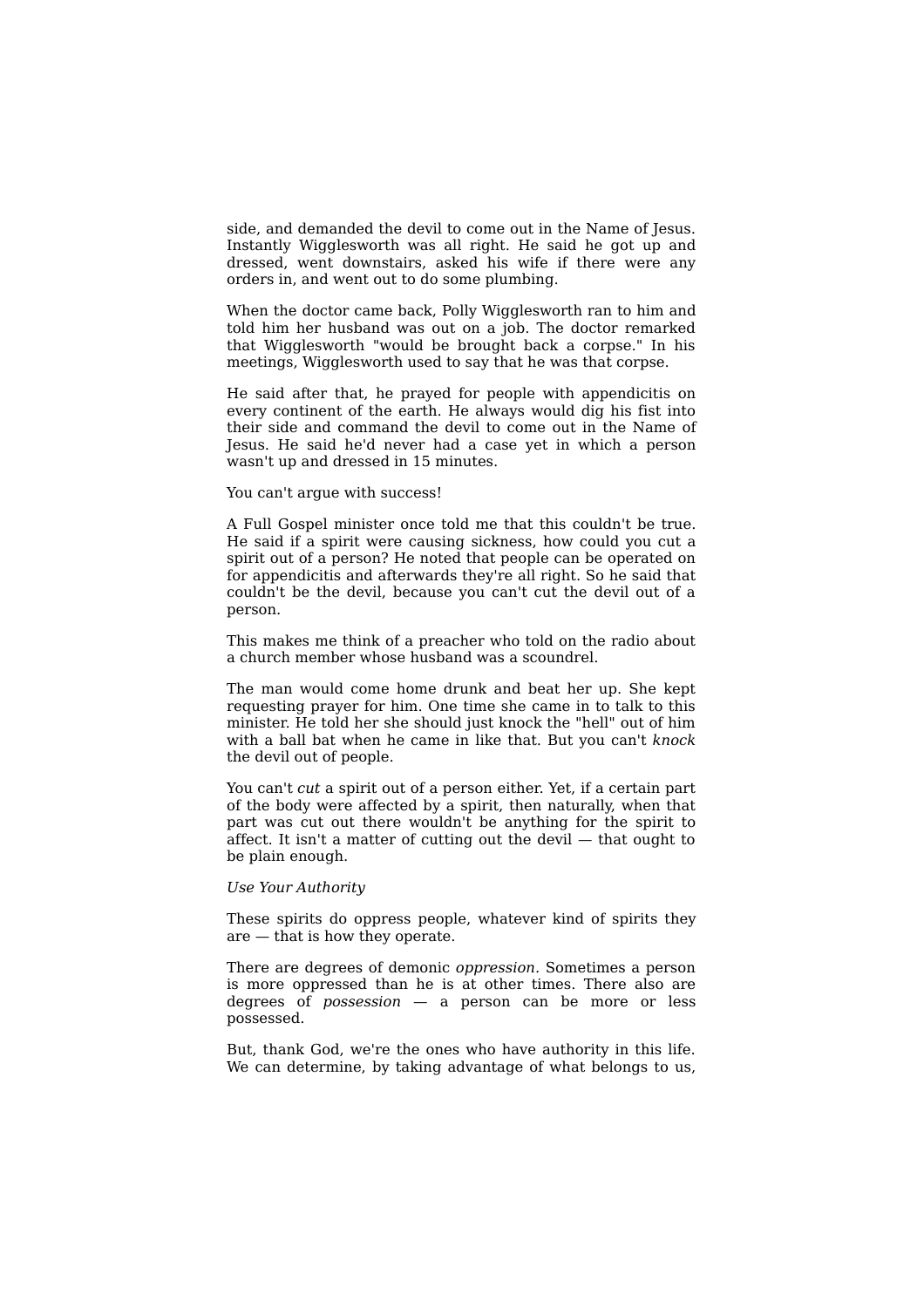side, and demanded the devil to come out in the Name of Jesus. Instantly Wigglesworth was all right. He said he got up and dressed, went downstairs, asked his wife if there were any orders in, and went out to do some plumbing.

When the doctor came back, Polly Wigglesworth ran to him and told him her husband was out on a job. The doctor remarked that Wigglesworth "would be brought back a corpse." In his meetings, Wigglesworth used to say that he was that corpse.

He said after that, he prayed for people with appendicitis on every continent of the earth. He always would dig his fist into their side and command the devil to come out in the Name of Jesus. He said he'd never had a case yet in which a person wasn't up and dressed in 15 minutes.

You can't argue with success!

A Full Gospel minister once told me that this couldn't be true. He said if a spirit were causing sickness, how could you cut a spirit out of a person? He noted that people can be operated on for appendicitis and afterwards they're all right. So he said that couldn't be the devil, because you can't cut the devil out of a person.

This makes me think of a preacher who told on the radio about a church member whose husband was a scoundrel.

The man would come home drunk and beat her up. She kept requesting prayer for him. One time she came in to talk to this minister. He told her she should just knock the "hell" out of him with a ball bat when he came in like that. But you can't *knock* the devil out of people.

You can't *cut* a spirit out of a person either. Yet, if a certain part of the body were affected by a spirit, then naturally, when that part was cut out there wouldn't be anything for the spirit to affect. It isn't a matter of cutting out the devil — that ought to be plain enough.

*Use Your Authority*

These spirits do oppress people, whatever kind of spirits they are — that is how they operate.

There are degrees of demonic *oppression*. Sometimes a person is more oppressed than he is at other times. There also are degrees of *possession* — a person can be more or less possessed.

But, thank God, we're the ones who have authority in this life. We can determine, by taking advantage of what belongs to us,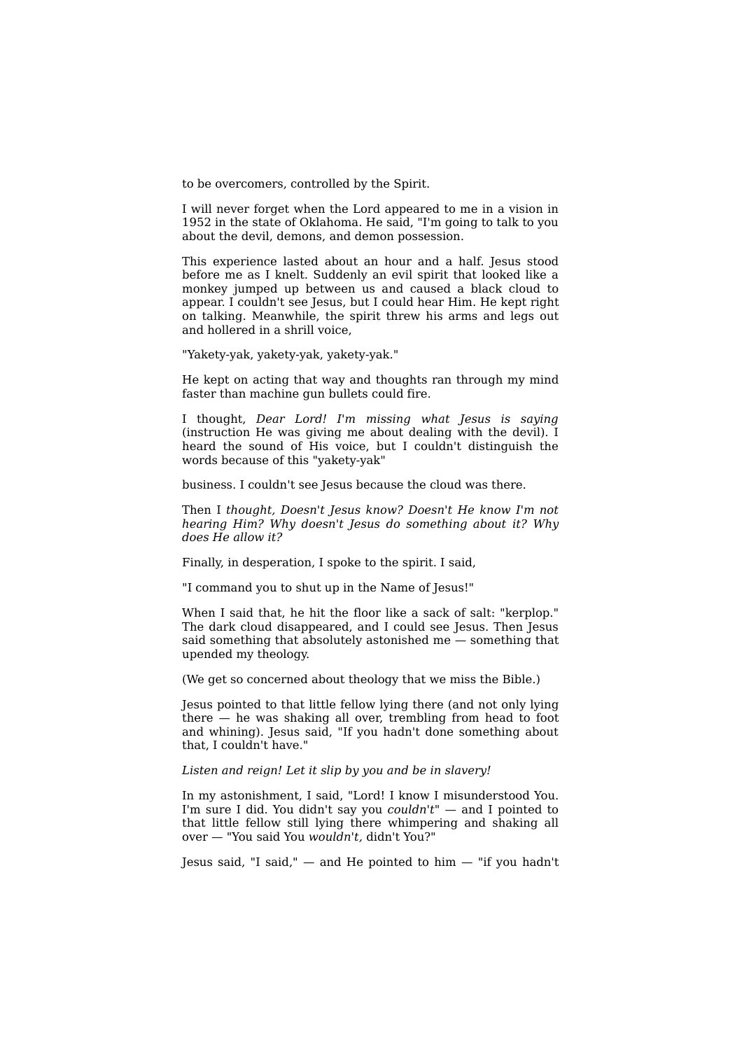to be overcomers, controlled by the Spirit.

I will never forget when the Lord appeared to me in a vision in 1952 in the state of Oklahoma. He said, "I'm going to talk to you about the devil, demons, and demon possession.

This experience lasted about an hour and a half. Jesus stood before me as I knelt. Suddenly an evil spirit that looked like a monkey jumped up between us and caused a black cloud to appear. I couldn't see Jesus, but I could hear Him. He kept right on talking. Meanwhile, the spirit threw his arms and legs out and hollered in a shrill voice,

"Yakety-yak, yakety-yak, yakety-yak."

He kept on acting that way and thoughts ran through my mind faster than machine gun bullets could fire.

I thought, *Dear Lord! I'm missing what Jesus is saying* (instruction He was giving me about dealing with the devil). I heard the sound of His voice, but I couldn't distinguish the words because of this "yakety-yak"

business. I couldn't see Jesus because the cloud was there.

Then I *thought, Doesn't Jesus know? Doesn't He know I'm not hearing Him? Why doesn't Jesus do something about it? Why does He allow it?*

Finally, in desperation, I spoke to the spirit. I said,

"I command you to shut up in the Name of Jesus!"

When I said that, he hit the floor like a sack of salt: "kerplop." The dark cloud disappeared, and I could see Jesus. Then Jesus said something that absolutely astonished me — something that upended my theology.

(We get so concerned about theology that we miss the Bible.)

Jesus pointed to that little fellow lying there (and not only lying there — he was shaking all over, trembling from head to foot and whining). Jesus said, "If you hadn't done something about that, I couldn't have."

*Listen and reign! Let it slip by you and be in slavery!*

In my astonishment, I said, "Lord! I know I misunderstood You. I'm sure I did. You didn't say you *couldn't*" — and I pointed to that little fellow still lying there whimpering and shaking all over — "You said You *wouldn't,* didn't You?"

Jesus said, "I said," — and He pointed to him — "if you hadn't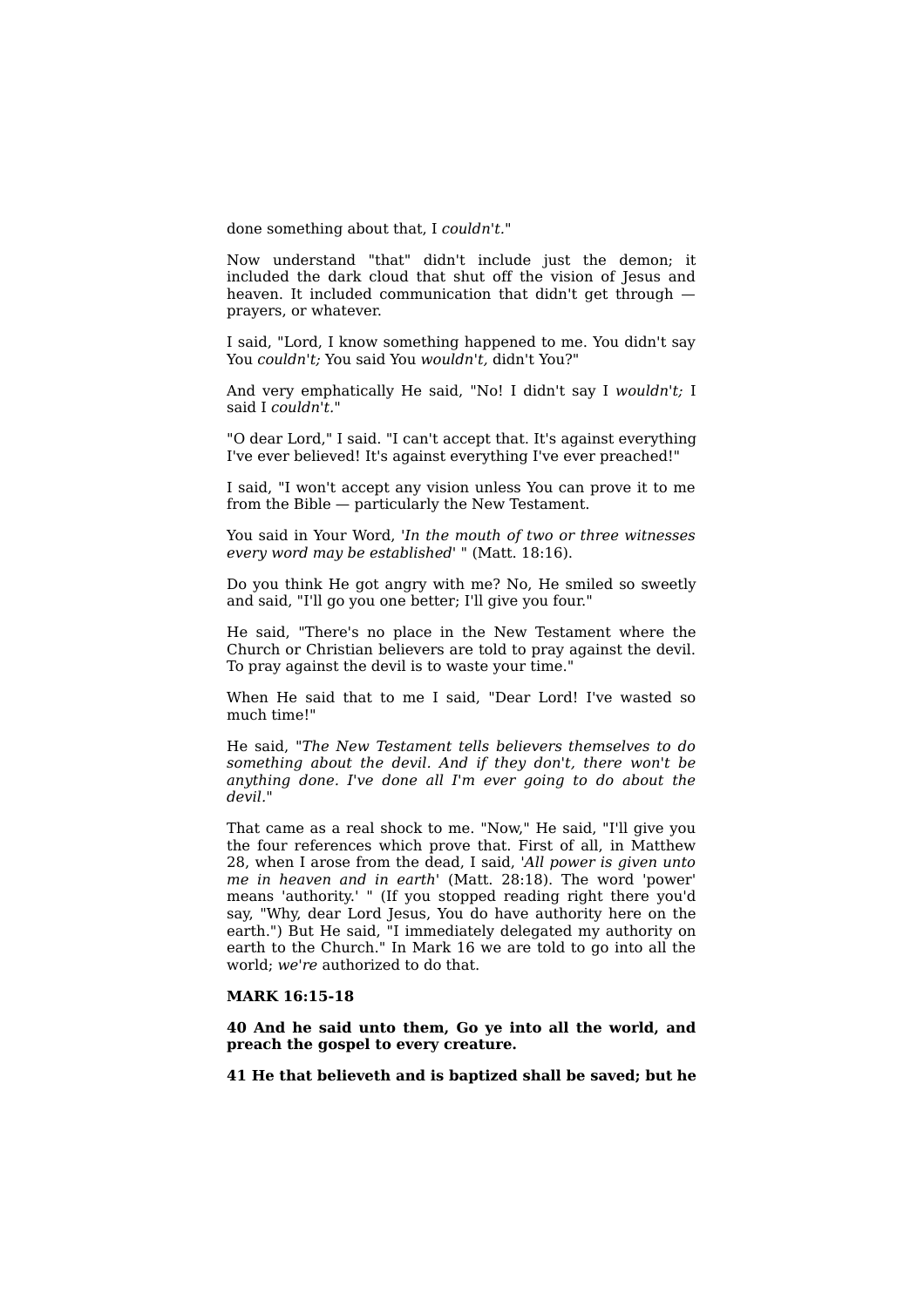done something about that, I *couldn't*."

Now understand "that" didn't include just the demon; it included the dark cloud that shut off the vision of Jesus and heaven. It included communication that didn't get through — prayers, or whatever.

I said, "Lord, I know something happened to me. You didn't say You *couldn't;* You said You *wouldn't,* didn't You?"

And very emphatically He said, "No! I didn't say I *wouldn't;* I said I *couldn't*."

"O dear Lord," I said. "I can't accept that. It's against everything I've ever believed! It's against everything I've ever preached!"

I said, "I won't accept any vision unless You can prove it to me from the Bible — particularly the New Testament.

You said in Your Word, '*In the mouth of two or three witnesses every word may be established*' " (Matt. 18:16).

Do you think He got angry with me? No, He smiled so sweetly and said, "I'll go you one better; I'll give you four."

He said, "There's no place in the New Testament where the Church or Christian believers are told to pray against the devil. To pray against the devil is to waste your time."

When He said that to me I said, "Dear Lord! I've wasted so much time!"

He said, "*The New Testament tells believers themselves to do something about the devil. And if they don't, there won't be anything done. I've done all I'm ever going to do about the devil*."

That came as a real shock to me. "Now," He said, "I'll give you the four references which prove that. First of all, in Matthew 28, when I arose from the dead, I said, '*All power is given unto me in heaven and in earth*' (Matt. 28:18). The word 'power' means 'authority.' " (If you stopped reading right there you'd say, "Why, dear Lord Jesus, You do have authority here on the earth.") But He said, "I immediately delegated my authority on earth to the Church." In Mark 16 we are told to go into all the world; *we're* authorized to do that.

**MARK 16:15-18**

**40 And he said unto them, Go ye into all the world, and preach the gospel to every creature.**

**41 He that believeth and is baptized shall be saved; but he**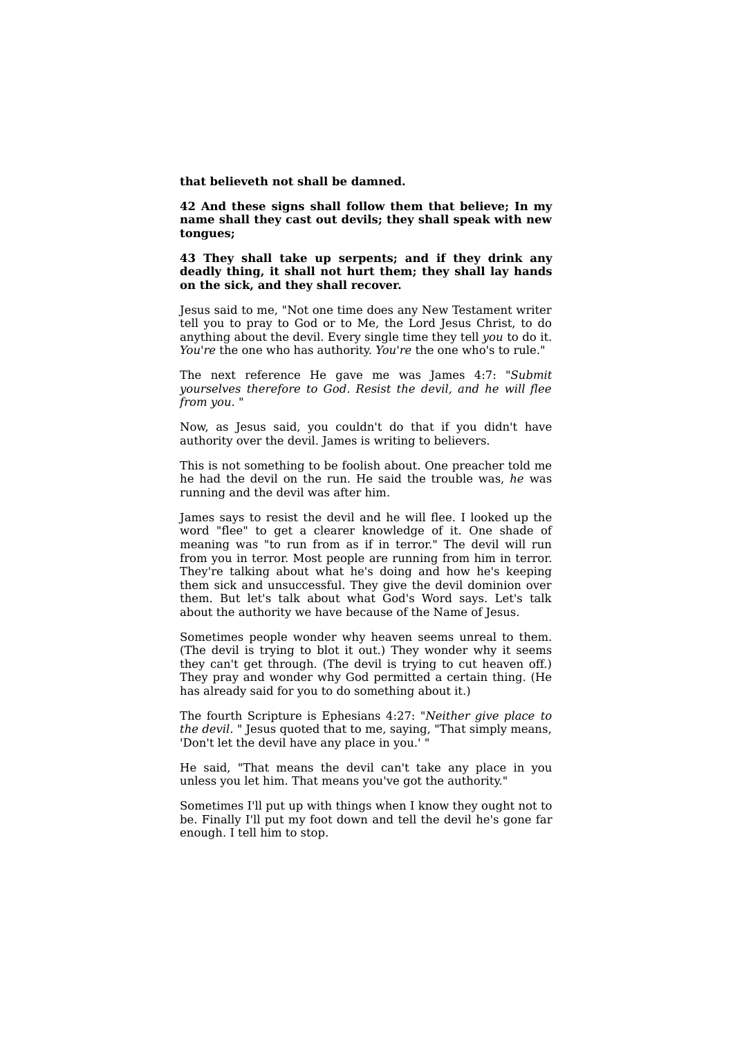**that believeth not shall be damned.**

**42 And these signs shall follow them that believe; In my name shall they cast out devils; they shall speak with new tongues;**

**43 They shall take up serpents; and if they drink any deadly thing, it shall not hurt them; they shall lay hands on the sick, and they shall recover.**

Jesus said to me, "Not one time does any New Testament writer tell you to pray to God or to Me, the Lord Jesus Christ, to do anything about the devil. Every single time they tell *you* to do it. *You're* the one who has authority. *You're* the one who's to rule."

The next reference He gave me was James 4:7: "*Submit yourselves therefore to God. Resist the devil, and he will flee from you.* "

Now, as Jesus said, you couldn't do that if you didn't have authority over the devil. James is writing to believers.

This is not something to be foolish about. One preacher told me he had the devil on the run. He said the trouble was, *he* was running and the devil was after him.

James says to resist the devil and he will flee. I looked up the word "flee" to get a clearer knowledge of it. One shade of meaning was "to run from as if in terror." The devil will run from you in terror. Most people are running from him in terror. They're talking about what he's doing and how he's keeping them sick and unsuccessful. They give the devil dominion over them. But let's talk about what God's Word says. Let's talk about the authority we have because of the Name of Jesus.

Sometimes people wonder why heaven seems unreal to them. (The devil is trying to blot it out.) They wonder why it seems they can't get through. (The devil is trying to cut heaven off.) They pray and wonder why God permitted a certain thing. (He has already said for you to do something about it.)

The fourth Scripture is Ephesians 4:27: "*Neither give place to the devil.* " Jesus quoted that to me, saying, "That simply means, 'Don't let the devil have any place in you.' "

He said, "That means the devil can't take any place in you unless you let him. That means you've got the authority."

Sometimes I'll put up with things when I know they ought not to be. Finally I'll put my foot down and tell the devil he's gone far enough. I tell him to stop.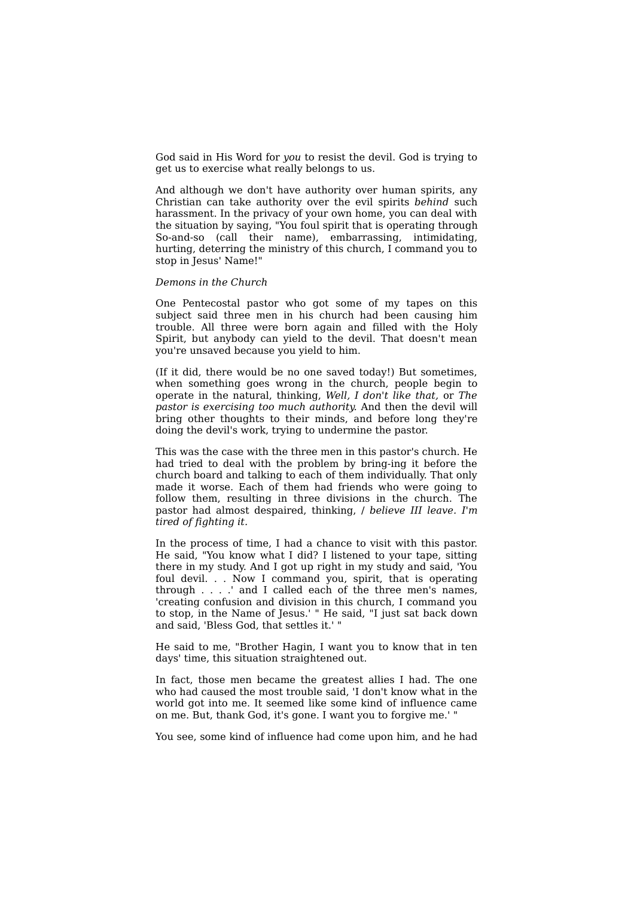God said in His Word for *you* to resist the devil. God is trying to get us to exercise what really belongs to us.

And although we don't have authority over human spirits, any Christian can take authority over the evil spirits *behind* such harassment. In the privacy of your own home, you can deal with the situation by saying, "You foul spirit that is operating through So-and-so (call their name), embarrassing, intimidating, hurting, deterring the ministry of this church, I command you to stop in Jesus' Name!"

*Demons in the Church*

One Pentecostal pastor who got some of my tapes on this subject said three men in his church had been causing him trouble. All three were born again and filled with the Holy Spirit, but anybody can yield to the devil. That doesn't mean you're unsaved because you yield to him.

(If it did, there would be no one saved today!) But sometimes, when something goes wrong in the church, people begin to operate in the natural, thinking, *Well, I don't like that,* or *The pastor is exercising too much authority.* And then the devil will bring other thoughts to their minds, and before long they're doing the devil's work, trying to undermine the pastor.

This was the case with the three men in this pastor's church. He had tried to deal with the problem by bring-ing it before the church board and talking to each of them individually. That only made it worse. Each of them had friends who were going to follow them, resulting in three divisions in the church. The pastor had almost despaired, thinking, / *believe III leave. I'm tired of fighting it.*

In the process of time, I had a chance to visit with this pastor. He said, "You know what I did? I listened to your tape, sitting there in my study. And I got up right in my study and said, 'You foul devil. . . Now I command you, spirit, that is operating through . . . .' and I called each of the three men's names, 'creating confusion and division in this church, I command you to stop, in the Name of Jesus.' " He said, "I just sat back down and said, 'Bless God, that settles it.' "

He said to me, "Brother Hagin, I want you to know that in ten days' time, this situation straightened out.

In fact, those men became the greatest allies I had. The one who had caused the most trouble said, 'I don't know what in the world got into me. It seemed like some kind of influence came on me. But, thank God, it's gone. I want you to forgive me.' "

You see, some kind of influence had come upon him, and he had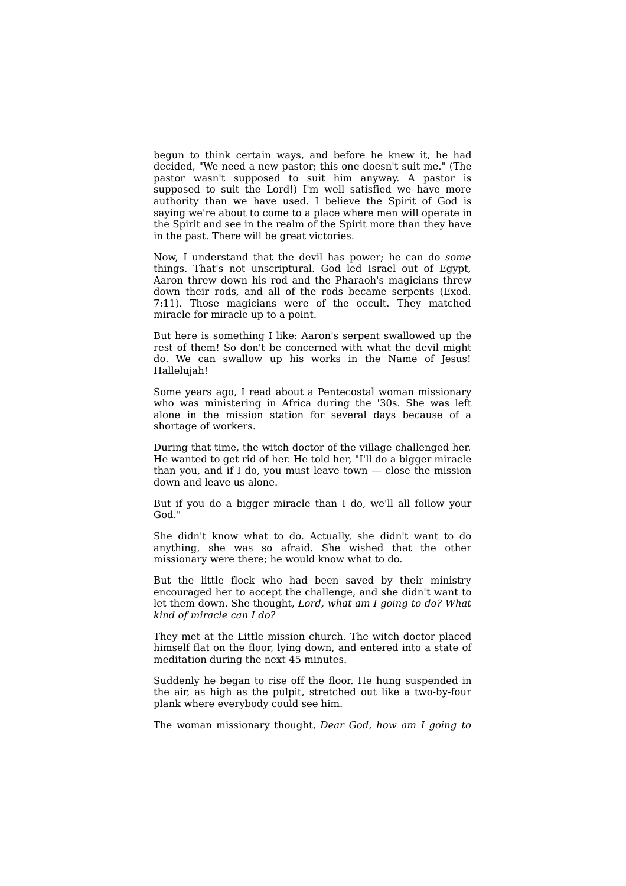begun to think certain ways, and before he knew it, he had decided, "We need a new pastor; this one doesn't suit me." (The pastor wasn't supposed to suit him anyway. A pastor is supposed to suit the Lord!) I'm well satisfied we have more authority than we have used. I believe the Spirit of God is saying we're about to come to a place where men will operate in the Spirit and see in the realm of the Spirit more than they have in the past. There will be great victories.

Now, I understand that the devil has power; he can do *some* things. That's not unscriptural. God led Israel out of Egypt, Aaron threw down his rod and the Pharaoh's magicians threw down their rods, and all of the rods became serpents (Exod. 7:11). Those magicians were of the occult. They matched miracle for miracle up to a point.

But here is something I like: Aaron's serpent swallowed up the rest of them! So don't be concerned with what the devil might do. We can swallow up his works in the Name of Jesus! Hallelujah!

Some years ago, I read about a Pentecostal woman missionary who was ministering in Africa during the '30s. She was left alone in the mission station for several days because of a shortage of workers.

During that time, the witch doctor of the village challenged her. He wanted to get rid of her. He told her, "I'll do a bigger miracle than you, and if I do, you must leave town — close the mission down and leave us alone.

But if you do a bigger miracle than I do, we'll all follow your God."

She didn't know what to do. Actually, she didn't want to do anything, she was so afraid. She wished that the other missionary were there; he would know what to do.

But the little flock who had been saved by their ministry encouraged her to accept the challenge, and she didn't want to let them down. She thought, *Lord, what am I going to do? What kind of miracle can I do?*

They met at the Little mission church. The witch doctor placed himself flat on the floor, lying down, and entered into a state of meditation during the next 45 minutes.

Suddenly he began to rise off the floor. He hung suspended in the air, as high as the pulpit, stretched out like a two-by-four plank where everybody could see him.

The woman missionary thought, *Dear God, how am I going to*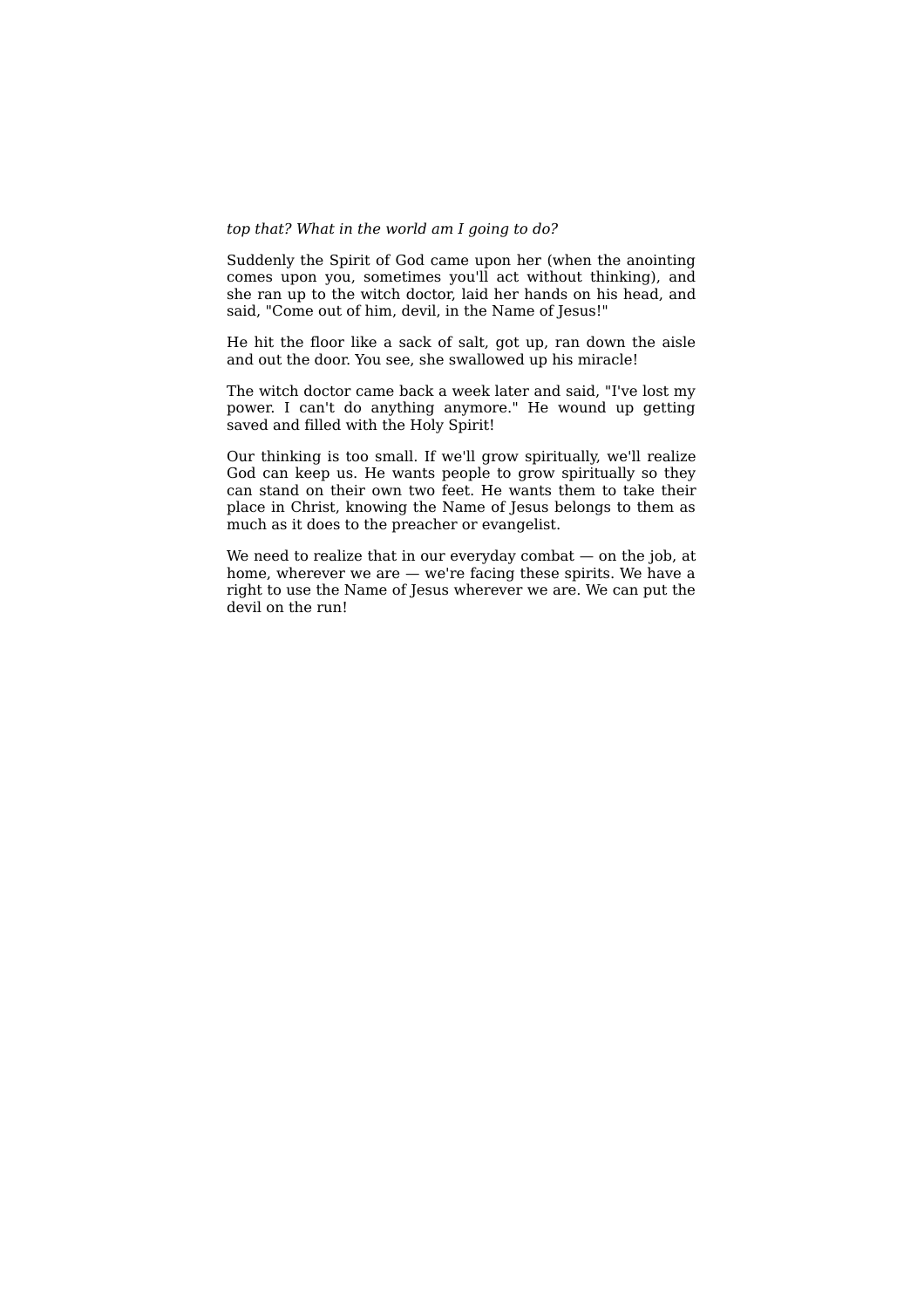*top that? What in the world am I going to do?*

Suddenly the Spirit of God came upon her (when the anointing comes upon you, sometimes you'll act without thinking), and she ran up to the witch doctor, laid her hands on his head, and said, "Come out of him, devil, in the Name of Jesus!"

He hit the floor like a sack of salt, got up, ran down the aisle and out the door. You see, she swallowed up his miracle!

The witch doctor came back a week later and said, "I've lost my power. I can't do anything anymore." He wound up getting saved and filled with the Holy Spirit!

Our thinking is too small. If we'll grow spiritually, we'll realize God can keep us. He wants people to grow spiritually so they can stand on their own two feet. He wants them to take their place in Christ, knowing the Name of Jesus belongs to them as much as it does to the preacher or evangelist.

We need to realize that in our everyday combat — on the job, at home, wherever we are — we're facing these spirits. We have a right to use the Name of Jesus wherever we are. We can put the devil on the run!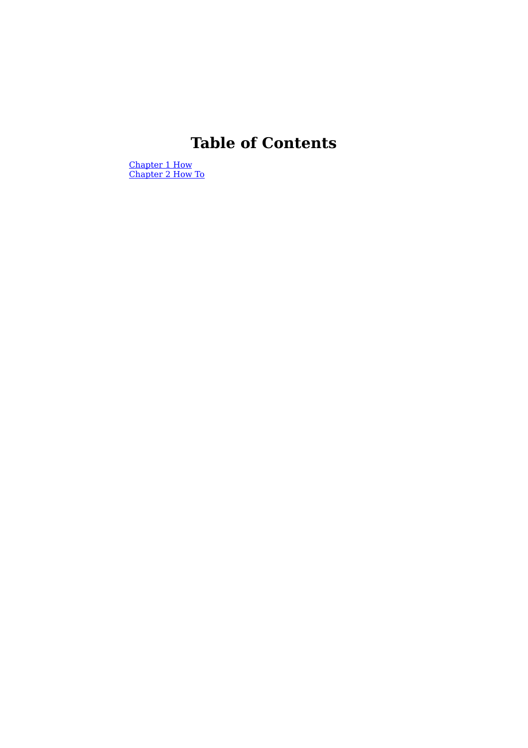# Table of Contents

Chapter 1 How
Chapter 2 How To